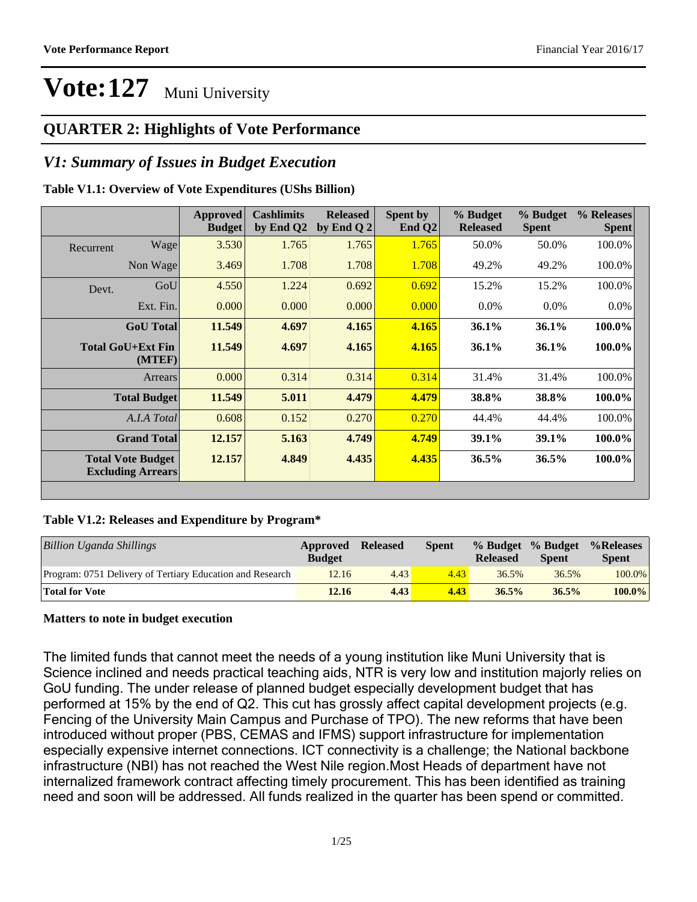# Vote:127 Muni University

## QUARTER 2: Highlights of Vote Performance

### *V1: Summary of Issues in Budget Execution*

**Table V1.1: Overview of Vote Expenditures (UShs Billion)**

| | | Approved Budget | Cashlimits by End Q2 | Released by End Q 2 | Spent by End Q2 | % Budget Released | % Budget Spent | % Releases Spent |
|---|---|---|---|---|---|---|---|---|
| Recurrent | Wage | 3.530 | 1.765 | 1.765 | 1.765 | 50.0% | 50.0% | 100.0% |
| | Non Wage | 3.469 | 1.708 | 1.708 | 1.708 | 49.2% | 49.2% | 100.0% |
| Devt. | GoU | 4.550 | 1.224 | 0.692 | 0.692 | 15.2% | 15.2% | 100.0% |
| | Ext. Fin. | 0.000 | 0.000 | 0.000 | 0.000 | 0.0% | 0.0% | 0.0% |
| | **GoU Total** | **11.549** | **4.697** | **4.165** | **4.165** | **36.1%** | **36.1%** | **100.0%** |
| | **Total GoU+Ext Fin (MTEF)** | **11.549** | **4.697** | **4.165** | **4.165** | **36.1%** | **36.1%** | **100.0%** |
| | Arrears | 0.000 | 0.314 | 0.314 | 0.314 | 31.4% | 31.4% | 100.0% |
| | **Total Budget** | **11.549** | **5.011** | **4.479** | **4.479** | **38.8%** | **38.8%** | **100.0%** |
| | *A.I.A Total* | 0.608 | 0.152 | 0.270 | 0.270 | 44.4% | 44.4% | 100.0% |
| | **Grand Total** | **12.157** | **5.163** | **4.749** | **4.749** | **39.1%** | **39.1%** | **100.0%** |
| | **Total Vote Budget Excluding Arrears** | **12.157** | **4.849** | **4.435** | **4.435** | **36.5%** | **36.5%** | **100.0%** |

**Table V1.2: Releases and Expenditure by Program***

| *Billion Uganda Shillings* | Approved Budget | Released | Spent | % Budget Released | % Budget Spent | %Releases Spent |
|---|---|---|---|---|---|---|
| Program: 0751 Delivery of Tertiary Education and Research | 12.16 | 4.43 | 4.43 | 36.5% | 36.5% | 100.0% |
| **Total for Vote** | **12.16** | **4.43** | **4.43** | **36.5%** | **36.5%** | **100.0%** |

**Matters to note in budget execution**

The limited funds that cannot meet the needs of a young institution like Muni University that is Science inclined and needs practical teaching aids, NTR is very low and institution majorly relies on GoU funding. The under release of planned budget especially development budget that has performed at 15% by the end of Q2. This cut has grossly affect capital development projects (e.g. Fencing of the University Main Campus and Purchase of TPO). The new reforms that have been introduced without proper (PBS, CEMAS and IFMS) support infrastructure for implementation especially expensive internet connections. ICT connectivity is a challenge; the National backbone infrastructure (NBI) has not reached the West Nile region.Most Heads of department have not internalized framework contract affecting timely procurement. This has been identified as training need and soon will be addressed. All funds realized in the quarter has been spend or committed.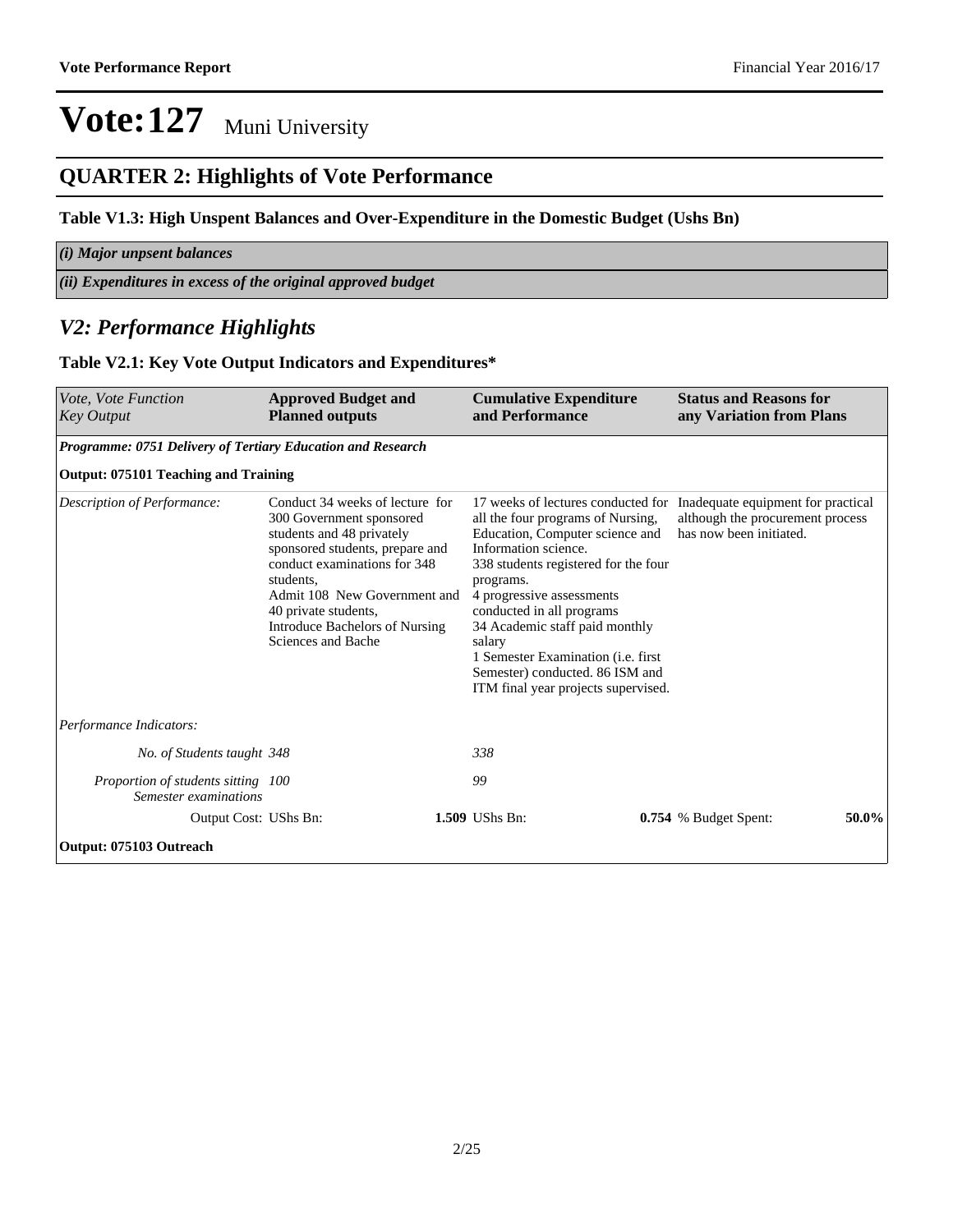# Vote:127 Muni University

## QUARTER 2: Highlights of Vote Performance

### Table V1.3: High Unspent Balances and Over-Expenditure in the Domestic Budget (Ushs Bn)

| *(i) Major unpsent balances* |
|---|
| *(ii) Expenditures in excess of the original approved budget* |

## *V2: Performance Highlights*

### Table V2.1: Key Vote Output Indicators and Expenditures*

| *Vote, Vote Function Key Output* | **Approved Budget and Planned outputs** | **Cumulative Expenditure and Performance** | **Status and Reasons for any Variation from Plans** |
|---|---|---|---|
| ***Programme: 0751 Delivery of Tertiary Education and Research*** | | | |
| **Output: 075101 Teaching and Training** | | | |
| *Description of Performance:* | Conduct 34 weeks of lecture for 300 Government sponsored students and 48 privately sponsored students, prepare and conduct examinations for 348 students,<br>Admit 108 New Government and 40 private students,<br>Introduce Bachelors of Nursing Sciences and Bache | 17 weeks of lectures conducted for all the four programs of Nursing, Education, Computer science and Information science.<br>338 students registered for the four programs.<br>4 progressive assessments conducted in all programs<br>34 Academic staff paid monthly salary<br>1 Semester Examination (i.e. first Semester) conducted. 86 ISM and ITM final year projects supervised. | Inadequate equipment for practical although the procurement process has now been initiated. |
| *Performance Indicators:* | | | |
| *No. of Students taught* | *348* | *338* | |
| *Proportion of students sitting Semester examinations* | *100* | *99* | |
| Output Cost: UShs Bn: | **1.509** | UShs Bn: **0.754** | % Budget Spent: **50.0%** |
| **Output: 075103 Outreach** | | | |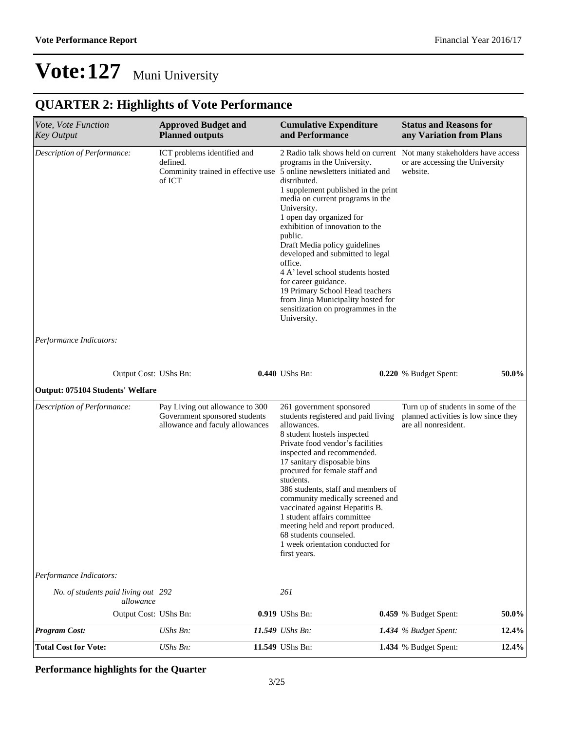# Vote:127 Muni University

## QUARTER 2: Highlights of Vote Performance

| *Vote, Vote Function Key Output* | **Approved Budget and Planned outputs** | **Cumulative Expenditure and Performance** | **Status and Reasons for any Variation from Plans** |
|---|---|---|---|
| *Description of Performance:* | ICT problems identified and defined.<br>Comminity trained in effective use of ICT | 2 Radio talk shows held on current programs in the University.<br>5 online newsletters initiated and distributed.<br>1 supplement published in the print media on current programs in the University.<br>1 open day organized for exhibition of innovation to the public.<br>Draft Media policy guidelines developed and submitted to legal office.<br>4 A' level school students hosted for career guidance.<br>19 Primary School Head teachers from Jinja Municipality hosted for sensitization on programmes in the University. | Not many stakeholders have access or are accessing the University website. |
| *Performance Indicators:* | | | |
| Output Cost: | UShs Bn: **0.440** | UShs Bn: **0.220** | % Budget Spent: **50.0%** |
| **Output: 075104 Students' Welfare** | | | |
| *Description of Performance:* | Pay Living out allowance to 300 Government sponsored students allowance and faculy allowances | 261 government sponsored students registered and paid living allowances.<br>8 student hostels inspected<br>Private food vendor's facilities inspected and recommended.<br>17 sanitary disposable bins procured for female staff and students.<br>386 students, staff and members of community medically screened and vaccinated against Hepatitis B.<br>1 student affairs committee meeting held and report produced.<br>68 students counseled.<br>1 week orientation conducted for first years. | Turn up of students in some of the planned activities is low since they are all nonresident. |
| *Performance Indicators:* | | | |
| *No. of students paid living out allowance* | *292* | *261* | |
| Output Cost: | UShs Bn: **0.919** | UShs Bn: **0.459** | % Budget Spent: **50.0%** |
| ***Program Cost:*** | *UShs Bn:* ***11.549*** | *UShs Bn:* ***1.434*** | *% Budget Spent:* ***12.4%*** |
| **Total Cost for Vote:** | *UShs Bn:* **11.549** | UShs Bn: **1.434** | % Budget Spent: **12.4%** |

**Performance highlights for the Quarter**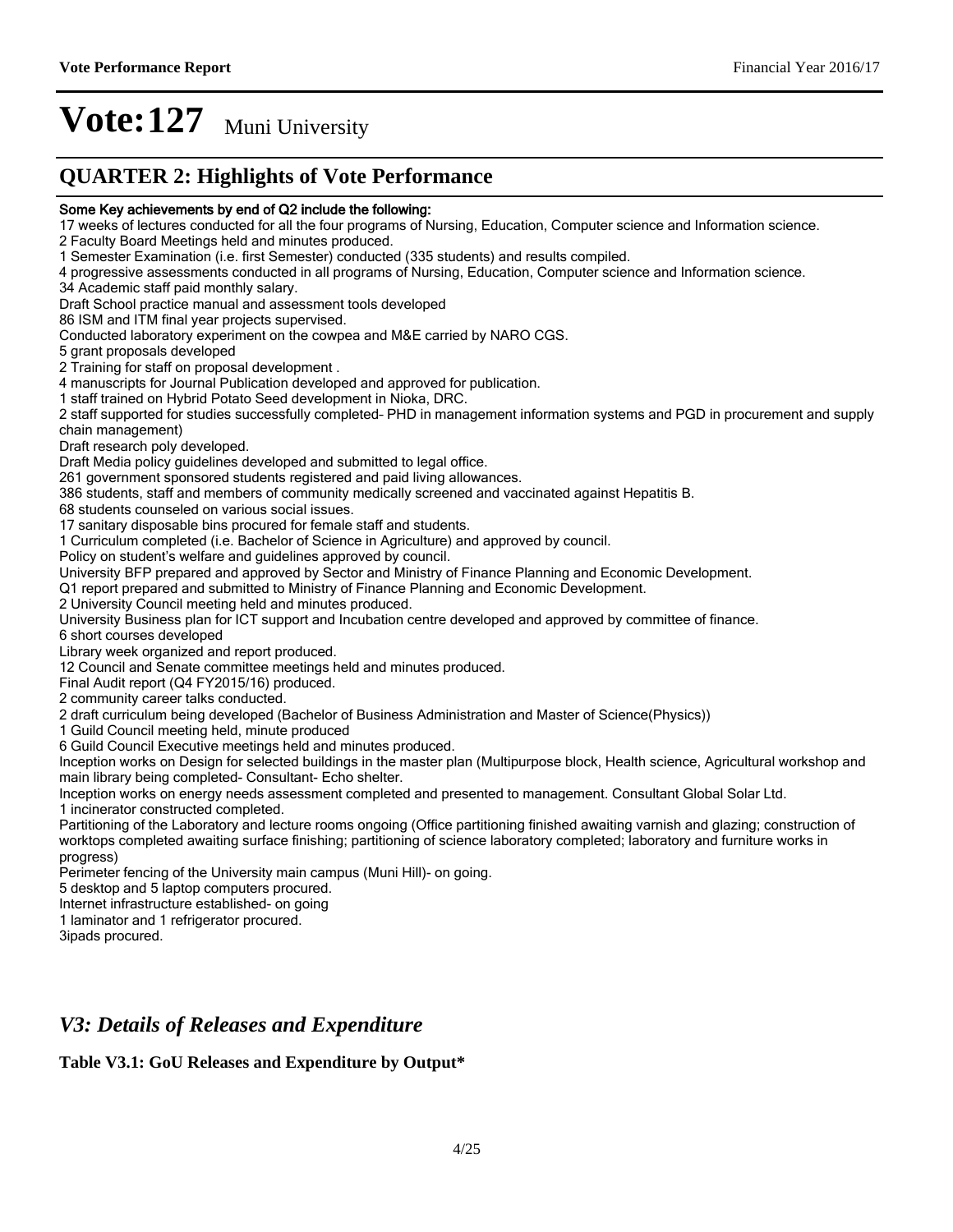# Vote:127 Muni University

## QUARTER 2: Highlights of Vote Performance

**Some Key achievements by end of Q2 include the following:**

17 weeks of lectures conducted for all the four programs of Nursing, Education, Computer science and Information science.
2 Faculty Board Meetings held and minutes produced.
1 Semester Examination (i.e. first Semester) conducted (335 students) and results compiled.
4 progressive assessments conducted in all programs of Nursing, Education, Computer science and Information science.
34 Academic staff paid monthly salary.
Draft School practice manual and assessment tools developed
86 ISM and ITM final year projects supervised.
Conducted laboratory experiment on the cowpea and M&E carried by NARO CGS.
5 grant proposals developed
2 Training for staff on proposal development .
4 manuscripts for Journal Publication developed and approved for publication.
1 staff trained on Hybrid Potato Seed development in Nioka, DRC.
2 staff supported for studies successfully completed- PHD in management information systems and PGD in procurement and supply chain management)
Draft research poly developed.
Draft Media policy guidelines developed and submitted to legal office.
261 government sponsored students registered and paid living allowances.
386 students, staff and members of community medically screened and vaccinated against Hepatitis B.
68 students counseled on various social issues.
17 sanitary disposable bins procured for female staff and students.
1 Curriculum completed (i.e. Bachelor of Science in Agriculture) and approved by council.
Policy on student's welfare and guidelines approved by council.
University BFP prepared and approved by Sector and Ministry of Finance Planning and Economic Development.
Q1 report prepared and submitted to Ministry of Finance Planning and Economic Development.
2 University Council meeting held and minutes produced.
University Business plan for ICT support and Incubation centre developed and approved by committee of finance.
6 short courses developed
Library week organized and report produced.
12 Council and Senate committee meetings held and minutes produced.
Final Audit report (Q4 FY2015/16) produced.
2 community career talks conducted.
2 draft curriculum being developed (Bachelor of Business Administration and Master of Science(Physics))
1 Guild Council meeting held, minute produced
6 Guild Council Executive meetings held and minutes produced.
Inception works on Design for selected buildings in the master plan (Multipurpose block, Health science, Agricultural workshop and main library being completed- Consultant- Echo shelter.
Inception works on energy needs assessment completed and presented to management. Consultant Global Solar Ltd.
1 incinerator constructed completed.
Partitioning of the Laboratory and lecture rooms ongoing (Office partitioning finished awaiting varnish and glazing; construction of worktops completed awaiting surface finishing; partitioning of science laboratory completed; laboratory and furniture works in progress)
Perimeter fencing of the University main campus (Muni Hill)- on going.
5 desktop and 5 laptop computers procured.
Internet infrastructure established- on going
1 laminator and 1 refrigerator procured.
3ipads procured.

## *V3: Details of Releases and Expenditure*

**Table V3.1: GoU Releases and Expenditure by Output***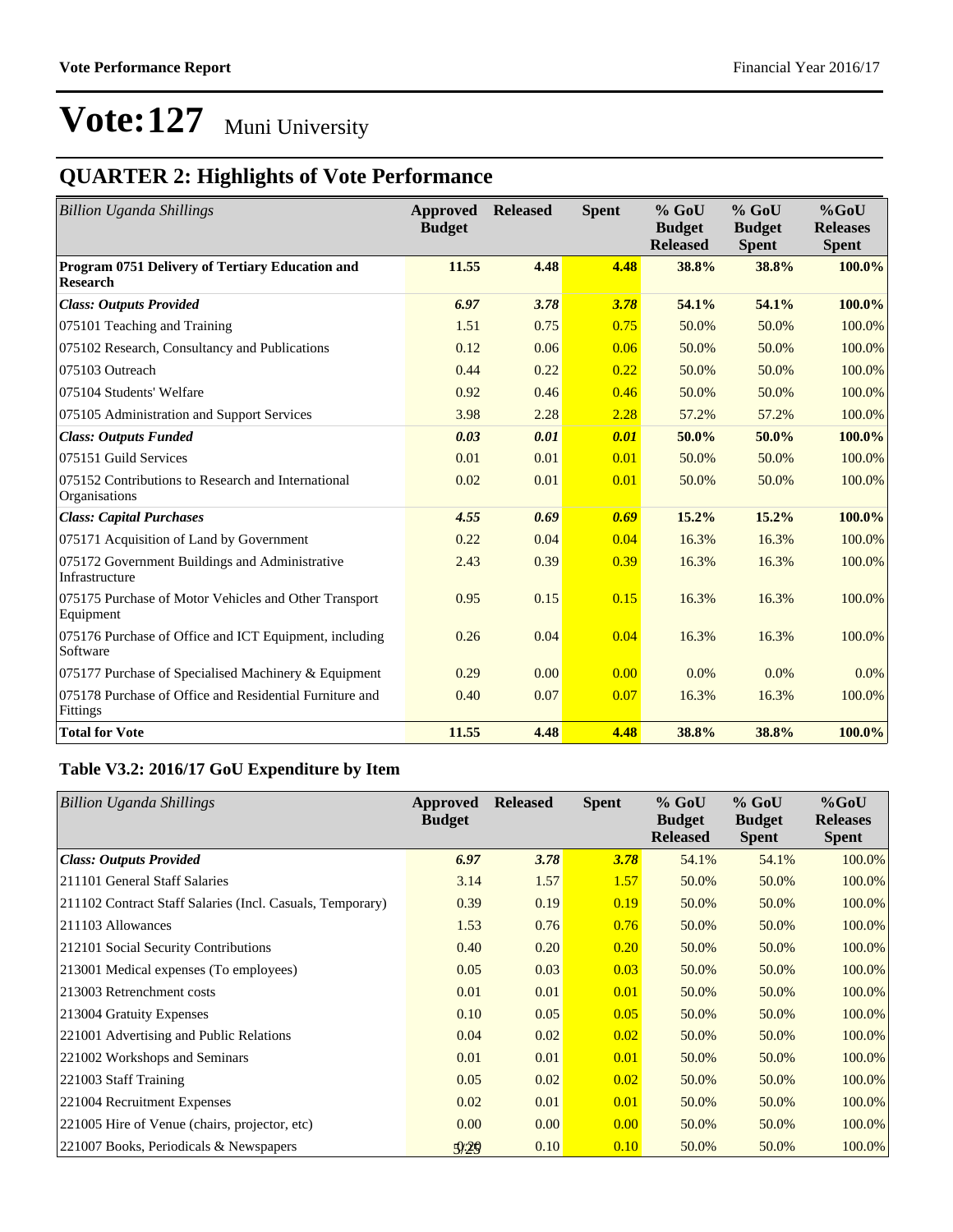# Vote:127 Muni University

## QUARTER 2: Highlights of Vote Performance

| *Billion Uganda Shillings* | Approved Budget | Released | Spent | % GoU Budget Released | % GoU Budget Spent | %GoU Releases Spent |
|---|---|---|---|---|---|---|
| **Program 0751 Delivery of Tertiary Education and Research** | **11.55** | **4.48** | **4.48** | **38.8%** | **38.8%** | **100.0%** |
| ***Class: Outputs Provided*** | ***6.97*** | ***3.78*** | ***3.78*** | **54.1%** | **54.1%** | **100.0%** |
| 075101 Teaching and Training | 1.51 | 0.75 | 0.75 | 50.0% | 50.0% | 100.0% |
| 075102 Research, Consultancy and Publications | 0.12 | 0.06 | 0.06 | 50.0% | 50.0% | 100.0% |
| 075103 Outreach | 0.44 | 0.22 | 0.22 | 50.0% | 50.0% | 100.0% |
| 075104 Students' Welfare | 0.92 | 0.46 | 0.46 | 50.0% | 50.0% | 100.0% |
| 075105 Administration and Support Services | 3.98 | 2.28 | 2.28 | 57.2% | 57.2% | 100.0% |
| ***Class: Outputs Funded*** | ***0.03*** | ***0.01*** | ***0.01*** | **50.0%** | **50.0%** | **100.0%** |
| 075151 Guild Services | 0.01 | 0.01 | 0.01 | 50.0% | 50.0% | 100.0% |
| 075152 Contributions to Research and International Organisations | 0.02 | 0.01 | 0.01 | 50.0% | 50.0% | 100.0% |
| ***Class: Capital Purchases*** | ***4.55*** | ***0.69*** | ***0.69*** | **15.2%** | **15.2%** | **100.0%** |
| 075171 Acquisition of Land by Government | 0.22 | 0.04 | 0.04 | 16.3% | 16.3% | 100.0% |
| 075172 Government Buildings and Administrative Infrastructure | 2.43 | 0.39 | 0.39 | 16.3% | 16.3% | 100.0% |
| 075175 Purchase of Motor Vehicles and Other Transport Equipment | 0.95 | 0.15 | 0.15 | 16.3% | 16.3% | 100.0% |
| 075176 Purchase of Office and ICT Equipment, including Software | 0.26 | 0.04 | 0.04 | 16.3% | 16.3% | 100.0% |
| 075177 Purchase of Specialised Machinery & Equipment | 0.29 | 0.00 | 0.00 | 0.0% | 0.0% | 0.0% |
| 075178 Purchase of Office and Residential Furniture and Fittings | 0.40 | 0.07 | 0.07 | 16.3% | 16.3% | 100.0% |
| **Total for Vote** | **11.55** | **4.48** | **4.48** | **38.8%** | **38.8%** | **100.0%** |

### Table V3.2: 2016/17 GoU Expenditure by Item

| *Billion Uganda Shillings* | Approved Budget | Released | Spent | % GoU Budget Released | % GoU Budget Spent | %GoU Releases Spent |
|---|---|---|---|---|---|---|
| ***Class: Outputs Provided*** | ***6.97*** | ***3.78*** | ***3.78*** | 54.1% | 54.1% | 100.0% |
| 211101 General Staff Salaries | 3.14 | 1.57 | 1.57 | 50.0% | 50.0% | 100.0% |
| 211102 Contract Staff Salaries (Incl. Casuals, Temporary) | 0.39 | 0.19 | 0.19 | 50.0% | 50.0% | 100.0% |
| 211103 Allowances | 1.53 | 0.76 | 0.76 | 50.0% | 50.0% | 100.0% |
| 212101 Social Security Contributions | 0.40 | 0.20 | 0.20 | 50.0% | 50.0% | 100.0% |
| 213001 Medical expenses (To employees) | 0.05 | 0.03 | 0.03 | 50.0% | 50.0% | 100.0% |
| 213003 Retrenchment costs | 0.01 | 0.01 | 0.01 | 50.0% | 50.0% | 100.0% |
| 213004 Gratuity Expenses | 0.10 | 0.05 | 0.05 | 50.0% | 50.0% | 100.0% |
| 221001 Advertising and Public Relations | 0.04 | 0.02 | 0.02 | 50.0% | 50.0% | 100.0% |
| 221002 Workshops and Seminars | 0.01 | 0.01 | 0.01 | 50.0% | 50.0% | 100.0% |
| 221003 Staff Training | 0.05 | 0.02 | 0.02 | 50.0% | 50.0% | 100.0% |
| 221004 Recruitment Expenses | 0.02 | 0.01 | 0.01 | 50.0% | 50.0% | 100.0% |
| 221005 Hire of Venue (chairs, projector, etc) | 0.00 | 0.00 | 0.00 | 50.0% | 50.0% | 100.0% |
| 221007 Books, Periodicals & Newspapers | 0.20 | 0.10 | 0.10 | 50.0% | 50.0% | 100.0% |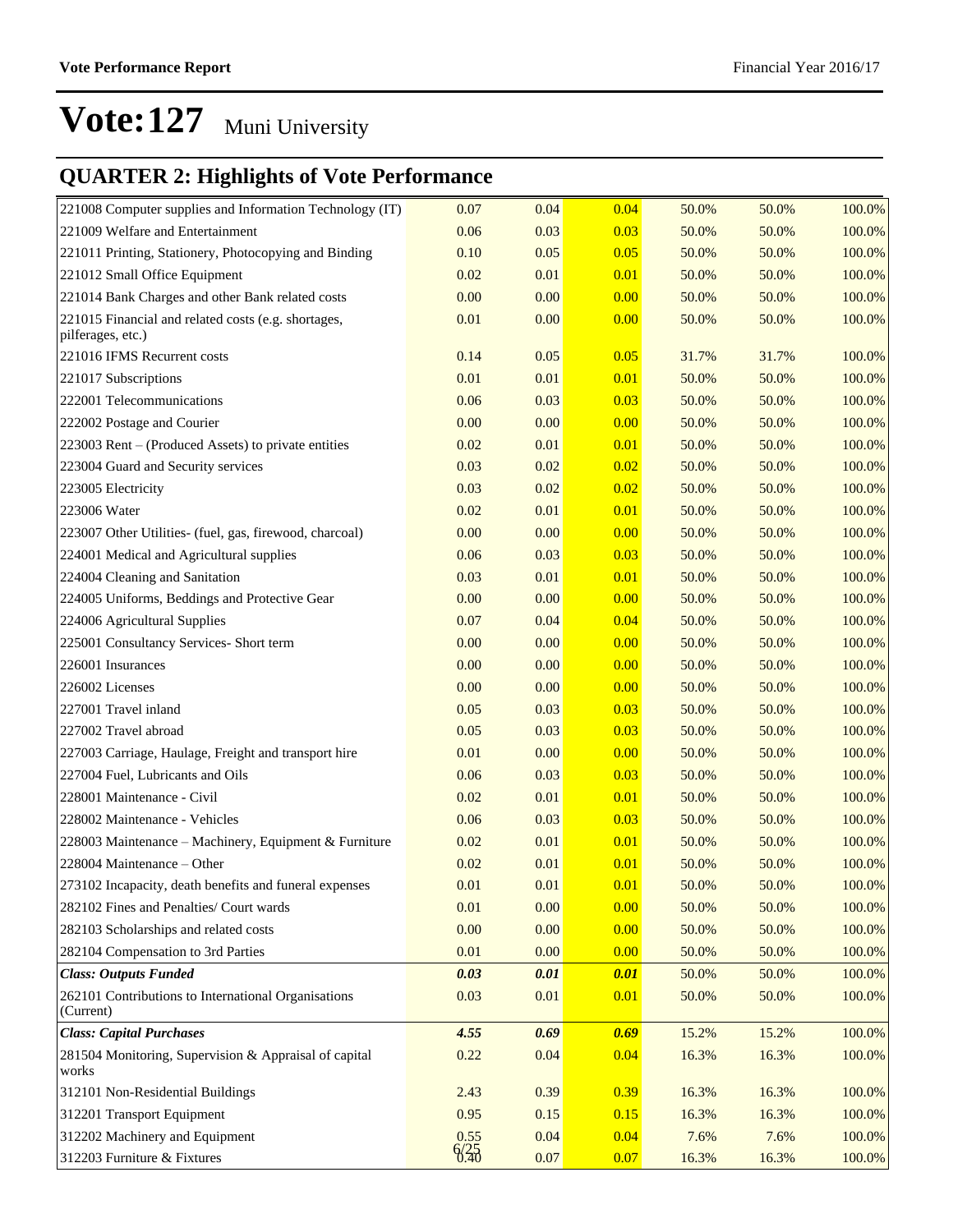# Vote:127 Muni University

## QUARTER 2: Highlights of Vote Performance

| | | | | | | |
|---|---|---|---|---|---|---|
| 221008 Computer supplies and Information Technology (IT) | 0.07 | 0.04 | 0.04 | 50.0% | 50.0% | 100.0% |
| 221009 Welfare and Entertainment | 0.06 | 0.03 | 0.03 | 50.0% | 50.0% | 100.0% |
| 221011 Printing, Stationery, Photocopying and Binding | 0.10 | 0.05 | 0.05 | 50.0% | 50.0% | 100.0% |
| 221012 Small Office Equipment | 0.02 | 0.01 | 0.01 | 50.0% | 50.0% | 100.0% |
| 221014 Bank Charges and other Bank related costs | 0.00 | 0.00 | 0.00 | 50.0% | 50.0% | 100.0% |
| 221015 Financial and related costs (e.g. shortages, pilferages, etc.) | 0.01 | 0.00 | 0.00 | 50.0% | 50.0% | 100.0% |
| 221016 IFMS Recurrent costs | 0.14 | 0.05 | 0.05 | 31.7% | 31.7% | 100.0% |
| 221017 Subscriptions | 0.01 | 0.01 | 0.01 | 50.0% | 50.0% | 100.0% |
| 222001 Telecommunications | 0.06 | 0.03 | 0.03 | 50.0% | 50.0% | 100.0% |
| 222002 Postage and Courier | 0.00 | 0.00 | 0.00 | 50.0% | 50.0% | 100.0% |
| 223003 Rent – (Produced Assets) to private entities | 0.02 | 0.01 | 0.01 | 50.0% | 50.0% | 100.0% |
| 223004 Guard and Security services | 0.03 | 0.02 | 0.02 | 50.0% | 50.0% | 100.0% |
| 223005 Electricity | 0.03 | 0.02 | 0.02 | 50.0% | 50.0% | 100.0% |
| 223006 Water | 0.02 | 0.01 | 0.01 | 50.0% | 50.0% | 100.0% |
| 223007 Other Utilities- (fuel, gas, firewood, charcoal) | 0.00 | 0.00 | 0.00 | 50.0% | 50.0% | 100.0% |
| 224001 Medical and Agricultural supplies | 0.06 | 0.03 | 0.03 | 50.0% | 50.0% | 100.0% |
| 224004 Cleaning and Sanitation | 0.03 | 0.01 | 0.01 | 50.0% | 50.0% | 100.0% |
| 224005 Uniforms, Beddings and Protective Gear | 0.00 | 0.00 | 0.00 | 50.0% | 50.0% | 100.0% |
| 224006 Agricultural Supplies | 0.07 | 0.04 | 0.04 | 50.0% | 50.0% | 100.0% |
| 225001 Consultancy Services- Short term | 0.00 | 0.00 | 0.00 | 50.0% | 50.0% | 100.0% |
| 226001 Insurances | 0.00 | 0.00 | 0.00 | 50.0% | 50.0% | 100.0% |
| 226002 Licenses | 0.00 | 0.00 | 0.00 | 50.0% | 50.0% | 100.0% |
| 227001 Travel inland | 0.05 | 0.03 | 0.03 | 50.0% | 50.0% | 100.0% |
| 227002 Travel abroad | 0.05 | 0.03 | 0.03 | 50.0% | 50.0% | 100.0% |
| 227003 Carriage, Haulage, Freight and transport hire | 0.01 | 0.00 | 0.00 | 50.0% | 50.0% | 100.0% |
| 227004 Fuel, Lubricants and Oils | 0.06 | 0.03 | 0.03 | 50.0% | 50.0% | 100.0% |
| 228001 Maintenance - Civil | 0.02 | 0.01 | 0.01 | 50.0% | 50.0% | 100.0% |
| 228002 Maintenance - Vehicles | 0.06 | 0.03 | 0.03 | 50.0% | 50.0% | 100.0% |
| 228003 Maintenance – Machinery, Equipment & Furniture | 0.02 | 0.01 | 0.01 | 50.0% | 50.0% | 100.0% |
| 228004 Maintenance – Other | 0.02 | 0.01 | 0.01 | 50.0% | 50.0% | 100.0% |
| 273102 Incapacity, death benefits and funeral expenses | 0.01 | 0.01 | 0.01 | 50.0% | 50.0% | 100.0% |
| 282102 Fines and Penalties/ Court wards | 0.01 | 0.00 | 0.00 | 50.0% | 50.0% | 100.0% |
| 282103 Scholarships and related costs | 0.00 | 0.00 | 0.00 | 50.0% | 50.0% | 100.0% |
| 282104 Compensation to 3rd Parties | 0.01 | 0.00 | 0.00 | 50.0% | 50.0% | 100.0% |
| ***Class: Outputs Funded*** | ***0.03*** | ***0.01*** | ***0.01*** | 50.0% | 50.0% | 100.0% |
| 262101 Contributions to International Organisations (Current) | 0.03 | 0.01 | 0.01 | 50.0% | 50.0% | 100.0% |
| ***Class: Capital Purchases*** | ***4.55*** | ***0.69*** | ***0.69*** | 15.2% | 15.2% | 100.0% |
| 281504 Monitoring, Supervision & Appraisal of capital works | 0.22 | 0.04 | 0.04 | 16.3% | 16.3% | 100.0% |
| 312101 Non-Residential Buildings | 2.43 | 0.39 | 0.39 | 16.3% | 16.3% | 100.0% |
| 312201 Transport Equipment | 0.95 | 0.15 | 0.15 | 16.3% | 16.3% | 100.0% |
| 312202 Machinery and Equipment | 0.55 | 0.04 | 0.04 | 7.6% | 7.6% | 100.0% |
| 312203 Furniture & Fixtures | 0.40 | 0.07 | 0.07 | 16.3% | 16.3% | 100.0% |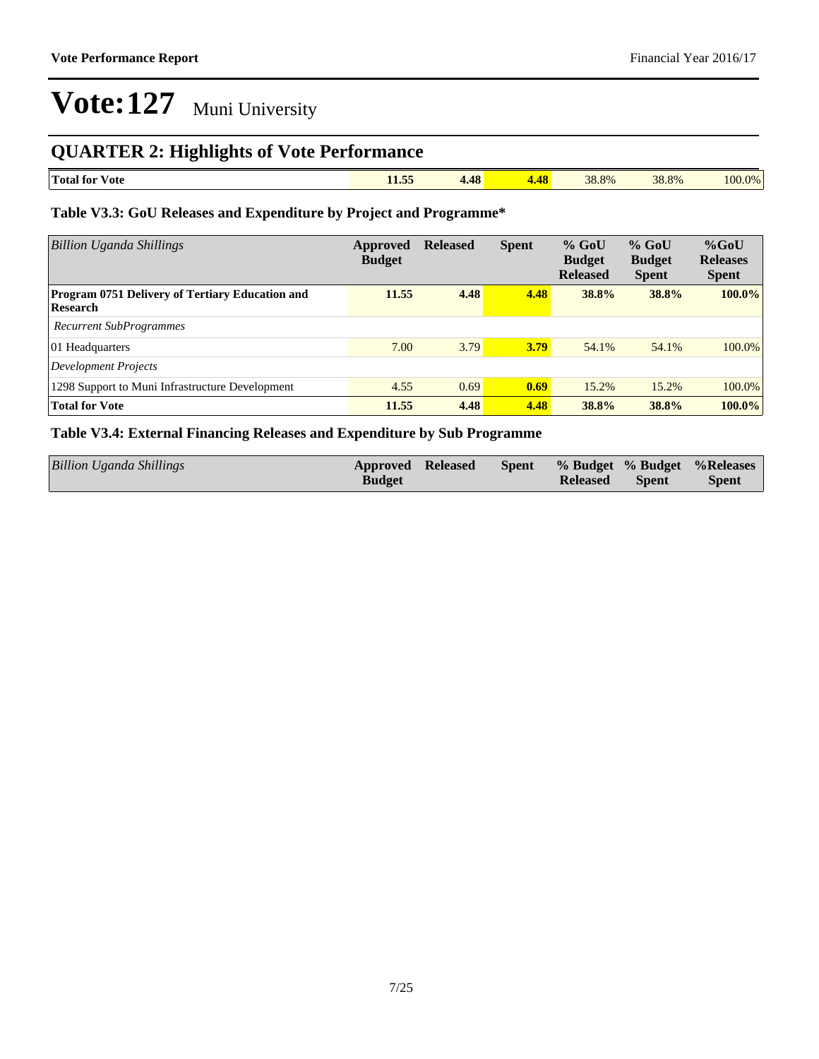# Vote:127 Muni University

## QUARTER 2: Highlights of Vote Performance

| Total for Vote | 11.55 | 4.48 | 4.48 | 38.8% | 38.8% | 100.0% |
|---|---|---|---|---|---|---|

### Table V3.3: GoU Releases and Expenditure by Project and Programme*

| *Billion Uganda Shillings* | Approved Budget | Released | Spent | % GoU Budget Released | % GoU Budget Spent | %GoU Releases Spent |
|---|---|---|---|---|---|---|
| **Program 0751 Delivery of Tertiary Education and Research** | **11.55** | **4.48** | **4.48** | **38.8%** | **38.8%** | **100.0%** |
| *Recurrent SubProgrammes* | | | | | | |
| 01 Headquarters | 7.00 | 3.79 | **3.79** | 54.1% | 54.1% | 100.0% |
| *Development Projects* | | | | | | |
| 1298 Support to Muni Infrastructure Development | 4.55 | 0.69 | **0.69** | 15.2% | 15.2% | 100.0% |
| **Total for Vote** | **11.55** | **4.48** | **4.48** | **38.8%** | **38.8%** | **100.0%** |

### Table V3.4: External Financing Releases and Expenditure by Sub Programme

| *Billion Uganda Shillings* | Approved Budget | Released | Spent | % Budget Released | % Budget Spent | %Releases Spent |
|---|---|---|---|---|---|---|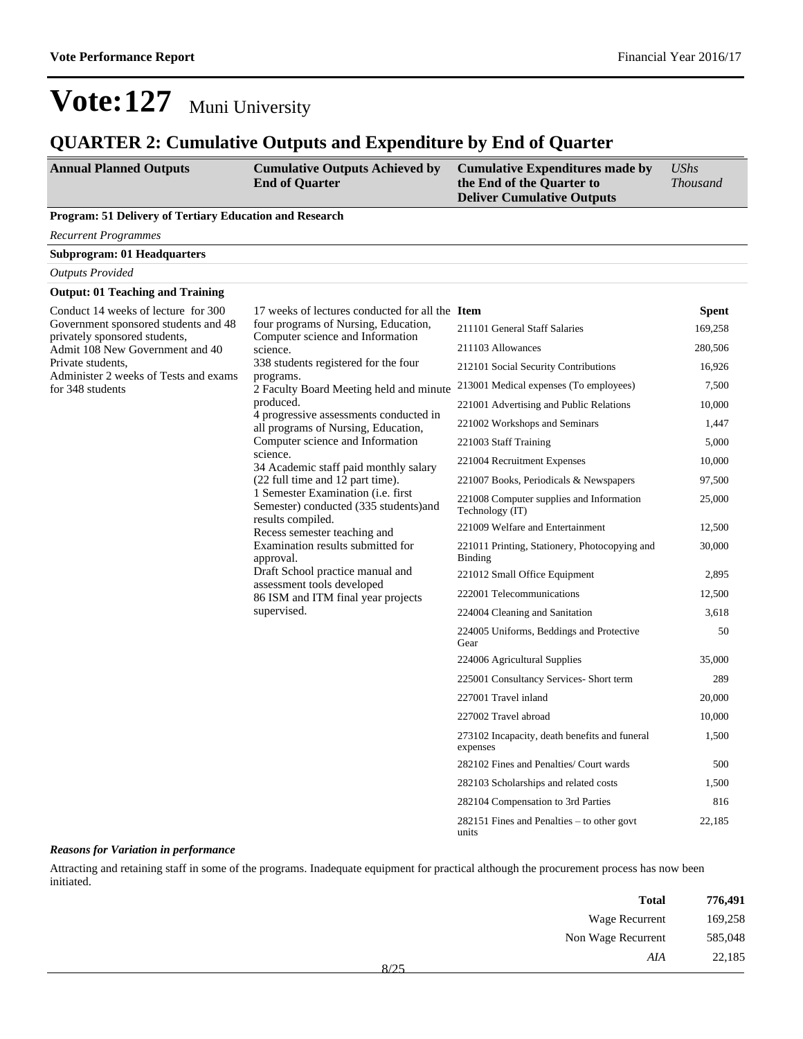# Vote:127 Muni University

## QUARTER 2: Cumulative Outputs and Expenditure by End of Quarter

| Annual Planned Outputs | Cumulative Outputs Achieved by End of Quarter | Cumulative Expenditures made by the End of the Quarter to Deliver Cumulative Outputs | *UShs Thousand* |
|---|---|---|---|

**Program: 51 Delivery of Tertiary Education and Research**

*Recurrent Programmes*

**Subprogram: 01 Headquarters**

*Outputs Provided*

**Output: 01 Teaching and Training**

| Annual Planned Outputs | Cumulative Outputs Achieved by End of Quarter | Item | Spent |
|---|---|---|---|
| Conduct 14 weeks of lecture for 300 Government sponsored students and 48 privately sponsored students,<br>Admit 108 New Government and 40 Private students,<br>Administer 2 weeks of Tests and exams for 348 students | 17 weeks of lectures conducted for all the four programs of Nursing, Education, Computer science and Information science.<br>338 students registered for the four programs.<br>2 Faculty Board Meeting held and minute produced.<br>4 progressive assessments conducted in all programs of Nursing, Education, Computer science and Information science.<br>34 Academic staff paid monthly salary (22 full time and 12 part time).<br>1 Semester Examination (i.e. first Semester) conducted (335 students)and results compiled.<br>Recess semester teaching and Examination results submitted for approval.<br>Draft School practice manual and assessment tools developed<br>86 ISM and ITM final year projects supervised. | 211101 General Staff Salaries | 169,258 |
| | | 211103 Allowances | 280,506 |
| | | 212101 Social Security Contributions | 16,926 |
| | | 213001 Medical expenses (To employees) | 7,500 |
| | | 221001 Advertising and Public Relations | 10,000 |
| | | 221002 Workshops and Seminars | 1,447 |
| | | 221003 Staff Training | 5,000 |
| | | 221004 Recruitment Expenses | 10,000 |
| | | 221007 Books, Periodicals & Newspapers | 97,500 |
| | | 221008 Computer supplies and Information Technology (IT) | 25,000 |
| | | 221009 Welfare and Entertainment | 12,500 |
| | | 221011 Printing, Stationery, Photocopying and Binding | 30,000 |
| | | 221012 Small Office Equipment | 2,895 |
| | | 222001 Telecommunications | 12,500 |
| | | 224004 Cleaning and Sanitation | 3,618 |
| | | 224005 Uniforms, Beddings and Protective Gear | 50 |
| | | 224006 Agricultural Supplies | 35,000 |
| | | 225001 Consultancy Services- Short term | 289 |
| | | 227001 Travel inland | 20,000 |
| | | 227002 Travel abroad | 10,000 |
| | | 273102 Incapacity, death benefits and funeral expenses | 1,500 |
| | | 282102 Fines and Penalties/ Court wards | 500 |
| | | 282103 Scholarships and related costs | 1,500 |
| | | 282104 Compensation to 3rd Parties | 816 |
| | | 282151 Fines and Penalties – to other govt units | 22,185 |

***Reasons for Variation in performance***

Attracting and retaining staff in some of the programs. Inadequate equipment for practical although the procurement process has now been initiated.

| | |
|---|---|
| **Total** | **776,491** |
| Wage Recurrent | 169,258 |
| Non Wage Recurrent | 585,048 |
| *AIA* | 22,185 |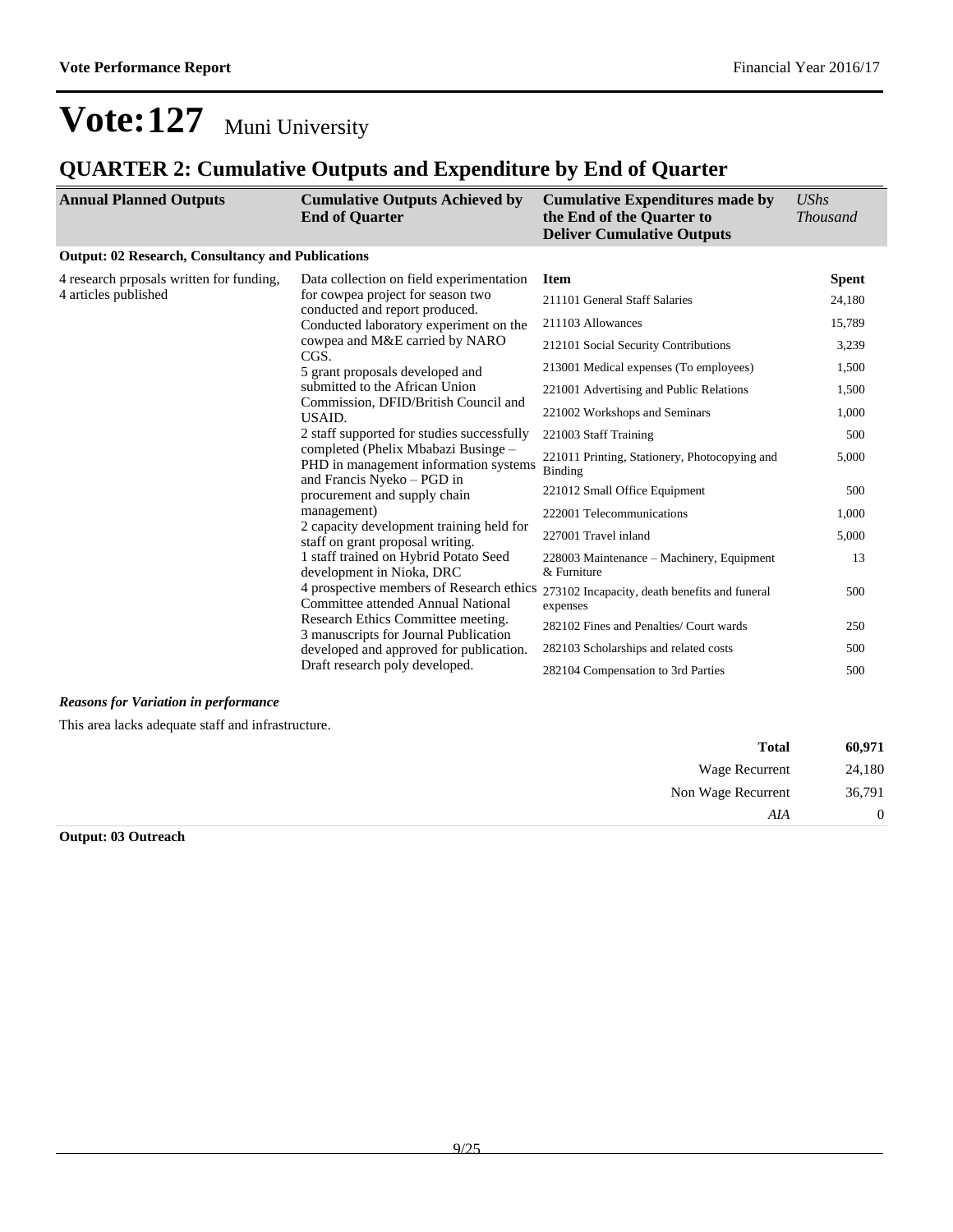# Vote:127 Muni University

## QUARTER 2: Cumulative Outputs and Expenditure by End of Quarter

| Annual Planned Outputs | Cumulative Outputs Achieved by End of Quarter | Cumulative Expenditures made by the End of the Quarter to Deliver Cumulative Outputs | *UShs Thousand* |
|---|---|---|---|

**Output: 02 Research, Consultancy and Publications**

| Annual Planned Outputs | Cumulative Outputs Achieved by End of Quarter | Item | Spent |
|---|---|---|---|
| 4 research prposals written for funding, 4 articles published | Data collection on field experimentation for cowpea project for season two conducted and report produced. Conducted laboratory experiment on the cowpea and M&E carried by NARO CGS. 5 grant proposals developed and submitted to the African Union Commission, DFID/British Council and USAID. 2 staff supported for studies successfully completed (Phelix Mbabazi Businge – PHD in management information systems and Francis Nyeko – PGD in procurement and supply chain management) 2 capacity development training held for staff on grant proposal writing. 1 staff trained on Hybrid Potato Seed development in Nioka, DRC 4 prospective members of Research ethics Committee attended Annual National Research Ethics Committee meeting. 3 manuscripts for Journal Publication developed and approved for publication. Draft research poly developed. | 211101 General Staff Salaries | 24,180 |
| | | 211103 Allowances | 15,789 |
| | | 212101 Social Security Contributions | 3,239 |
| | | 213001 Medical expenses (To employees) | 1,500 |
| | | 221001 Advertising and Public Relations | 1,500 |
| | | 221002 Workshops and Seminars | 1,000 |
| | | 221003 Staff Training | 500 |
| | | 221011 Printing, Stationery, Photocopying and Binding | 5,000 |
| | | 221012 Small Office Equipment | 500 |
| | | 222001 Telecommunications | 1,000 |
| | | 227001 Travel inland | 5,000 |
| | | 228003 Maintenance – Machinery, Equipment & Furniture | 13 |
| | | 273102 Incapacity, death benefits and funeral expenses | 500 |
| | | 282102 Fines and Penalties/ Court wards | 250 |
| | | 282103 Scholarships and related costs | 500 |
| | | 282104 Compensation to 3rd Parties | 500 |

***Reasons for Variation in performance***

This area lacks adequate staff and infrastructure.

| | |
|---|---|
| **Total** | **60,971** |
| Wage Recurrent | 24,180 |
| Non Wage Recurrent | 36,791 |
| *AIA* | 0 |

**Output: 03 Outreach**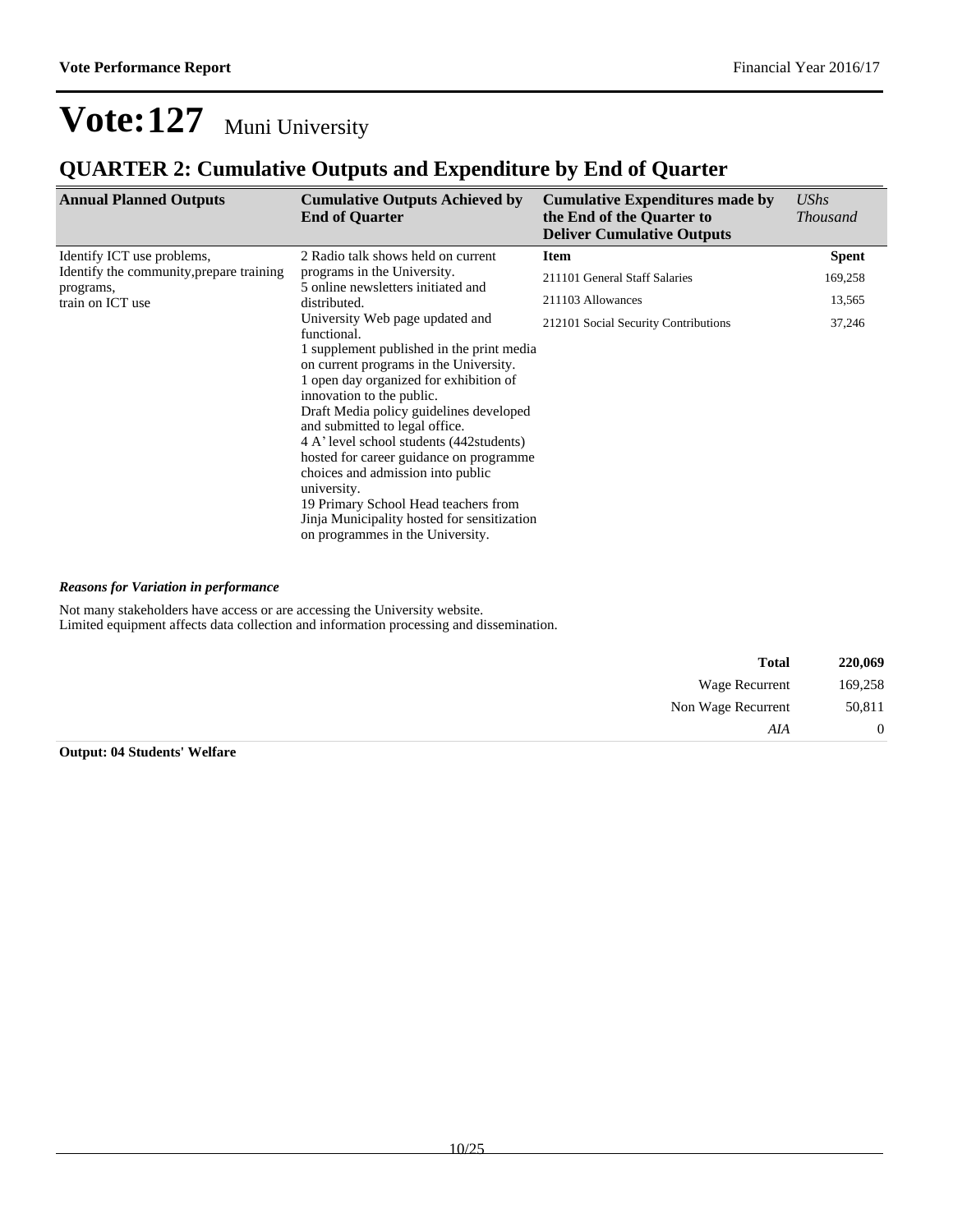# Vote:127 Muni University

## QUARTER 2: Cumulative Outputs and Expenditure by End of Quarter

| Annual Planned Outputs | Cumulative Outputs Achieved by End of Quarter | Cumulative Expenditures made by the End of the Quarter to Deliver Cumulative Outputs | *UShs Thousand* |
|---|---|---|---|
| Identify ICT use problems,<br>Identify the community,prepare training programs,<br>train on ICT use | 2 Radio talk shows held on current programs in the University.<br>5 online newsletters initiated and distributed.<br>University Web page updated and functional.<br>1 supplement published in the print media on current programs in the University.<br>1 open day organized for exhibition of innovation to the public.<br>Draft Media policy guidelines developed and submitted to legal office.<br>4 A' level school students (442students) hosted for career guidance on programme choices and admission into public university.<br>19 Primary School Head teachers from Jinja Municipality hosted for sensitization on programmes in the University. | **Item** | **Spent** |
| | | 211101 General Staff Salaries | 169,258 |
| | | 211103 Allowances | 13,565 |
| | | 212101 Social Security Contributions | 37,246 |

***Reasons for Variation in performance***

Not many stakeholders have access or are accessing the University website.
Limited equipment affects data collection and information processing and dissemination.

| | |
|---|---|
| **Total** | **220,069** |
| Wage Recurrent | 169,258 |
| Non Wage Recurrent | 50,811 |
| *AIA* | 0 |

**Output: 04 Students' Welfare**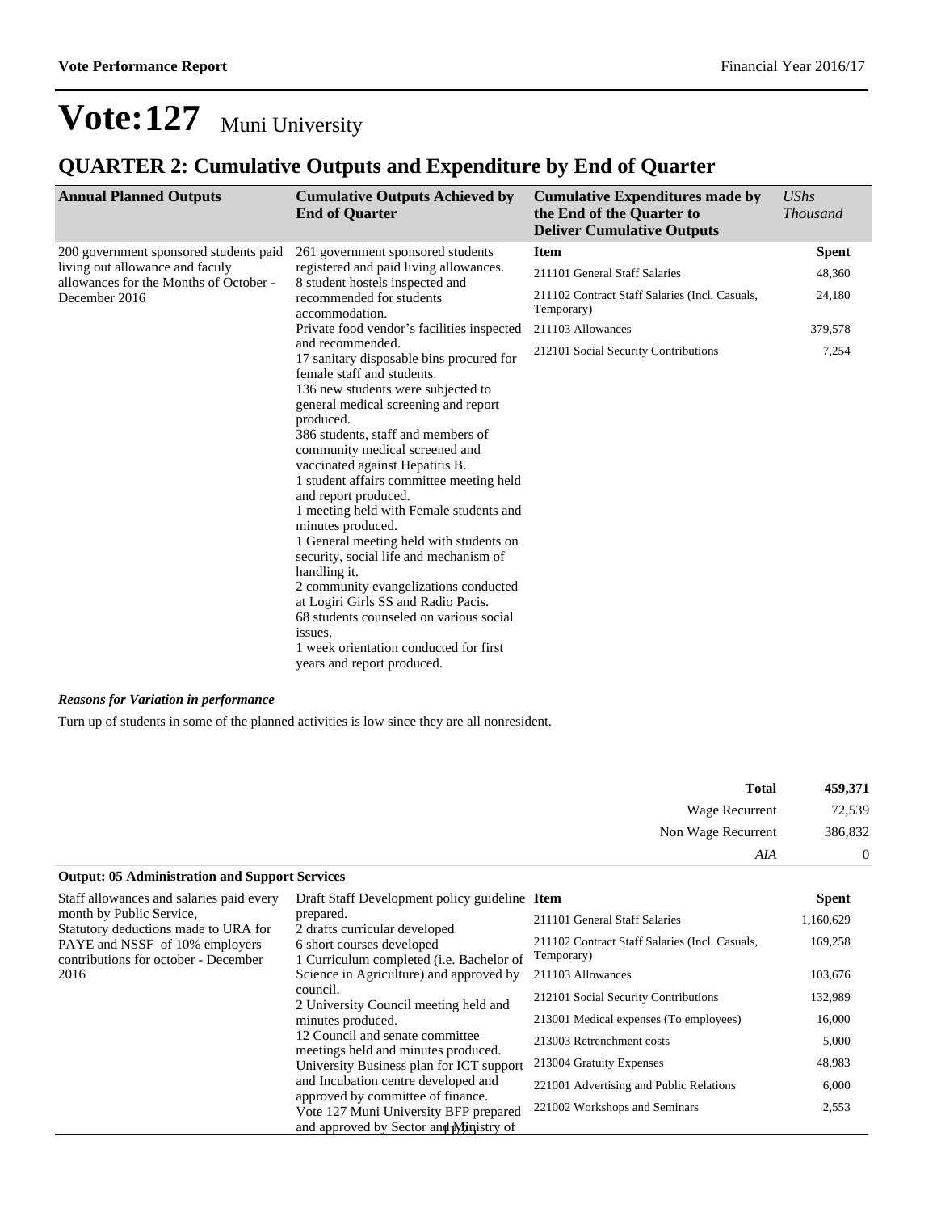# Vote:127 Muni University

## QUARTER 2: Cumulative Outputs and Expenditure by End of Quarter

| Annual Planned Outputs | Cumulative Outputs Achieved by End of Quarter | Cumulative Expenditures made by the End of the Quarter to Deliver Cumulative Outputs | *UShs Thousand* |
|---|---|---|---|
| 200 government sponsored students paid living out allowance and faculy allowances for the Months of October - December 2016 | 261 government sponsored students registered and paid living allowances. 8 student hostels inspected and recommended for students accommodation. Private food vendor's facilities inspected and recommended. 17 sanitary disposable bins procured for female staff and students. 136 new students were subjected to general medical screening and report produced. 386 students, staff and members of community medical screened and vaccinated against Hepatitis B. 1 student affairs committee meeting held and report produced. 1 meeting held with Female students and minutes produced. 1 General meeting held with students on security, social life and mechanism of handling it. 2 community evangelizations conducted at Logiri Girls SS and Radio Pacis. 68 students counseled on various social issues. 1 week orientation conducted for first years and report produced. | **Item** | **Spent** |
| | | 211101 General Staff Salaries | 48,360 |
| | | 211102 Contract Staff Salaries (Incl. Casuals, Temporary) | 24,180 |
| | | 211103 Allowances | 379,578 |
| | | 212101 Social Security Contributions | 7,254 |

***Reasons for Variation in performance***

Turn up of students in some of the planned activities is low since they are all nonresident.

| | |
|---|---|
| **Total** | **459,371** |
| Wage Recurrent | 72,539 |
| Non Wage Recurrent | 386,832 |
| *AIA* | 0 |

**Output: 05 Administration and Support Services**

| Annual Planned Outputs | Cumulative Outputs Achieved by End of Quarter | Item | Spent |
|---|---|---|---|
| Staff allowances and salaries paid every month by Public Service, Statutory deductions made to URA for PAYE and NSSF of 10% employers contributions for october - December 2016 | Draft Staff Development policy guideline prepared. 2 drafts curricular developed 6 short courses developed 1 Curriculum completed (i.e. Bachelor of Science in Agriculture) and approved by council. 2 University Council meeting held and minutes produced. 12 Council and senate committee meetings held and minutes produced. University Business plan for ICT support and Incubation centre developed and approved by committee of finance. Vote 127 Muni University BFP prepared and approved by Sector and Ministry of | **Item** | **Spent** |
| | | 211101 General Staff Salaries | 1,160,629 |
| | | 211102 Contract Staff Salaries (Incl. Casuals, Temporary) | 169,258 |
| | | 211103 Allowances | 103,676 |
| | | 212101 Social Security Contributions | 132,989 |
| | | 213001 Medical expenses (To employees) | 16,000 |
| | | 213003 Retrenchment costs | 5,000 |
| | | 213004 Gratuity Expenses | 48,983 |
| | | 221001 Advertising and Public Relations | 6,000 |
| | | 221002 Workshops and Seminars | 2,553 |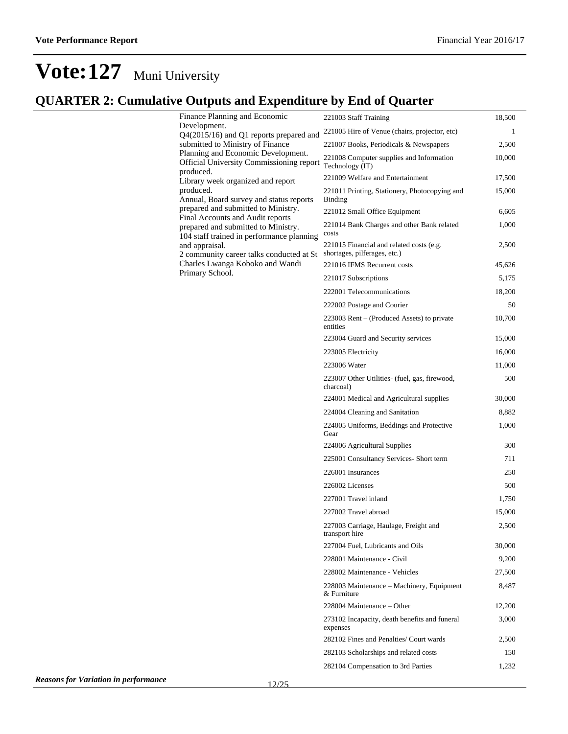# Vote:127 Muni University

## QUARTER 2: Cumulative Outputs and Expenditure by End of Quarter

| | Outputs | Item | Expenditure |
|---|---|---|---|
| | Finance Planning and Economic Development.<br>Q4(2015/16) and Q1 reports prepared and submitted to Ministry of Finance Planning and Economic Development.<br>Official University Commissioning report produced.<br>Library week organized and report produced.<br>Annual, Board survey and status reports prepared and submitted to Ministry.<br>Final Accounts and Audit reports prepared and submitted to Ministry.<br>104 staff trained in performance planning and appraisal.<br>2 community career talks conducted at St Charles Lwanga Koboko and Wandi Primary School. | 221003 Staff Training | 18,500 |
| | | 221005 Hire of Venue (chairs, projector, etc) | 1 |
| | | 221007 Books, Periodicals & Newspapers | 2,500 |
| | | 221008 Computer supplies and Information Technology (IT) | 10,000 |
| | | 221009 Welfare and Entertainment | 17,500 |
| | | 221011 Printing, Stationery, Photocopying and Binding | 15,000 |
| | | 221012 Small Office Equipment | 6,605 |
| | | 221014 Bank Charges and other Bank related costs | 1,000 |
| | | 221015 Financial and related costs (e.g. shortages, pilferages, etc.) | 2,500 |
| | | 221016 IFMS Recurrent costs | 45,626 |
| | | 221017 Subscriptions | 5,175 |
| | | 222001 Telecommunications | 18,200 |
| | | 222002 Postage and Courier | 50 |
| | | 223003 Rent – (Produced Assets) to private entities | 10,700 |
| | | 223004 Guard and Security services | 15,000 |
| | | 223005 Electricity | 16,000 |
| | | 223006 Water | 11,000 |
| | | 223007 Other Utilities- (fuel, gas, firewood, charcoal) | 500 |
| | | 224001 Medical and Agricultural supplies | 30,000 |
| | | 224004 Cleaning and Sanitation | 8,882 |
| | | 224005 Uniforms, Beddings and Protective Gear | 1,000 |
| | | 224006 Agricultural Supplies | 300 |
| | | 225001 Consultancy Services- Short term | 711 |
| | | 226001 Insurances | 250 |
| | | 226002 Licenses | 500 |
| | | 227001 Travel inland | 1,750 |
| | | 227002 Travel abroad | 15,000 |
| | | 227003 Carriage, Haulage, Freight and transport hire | 2,500 |
| | | 227004 Fuel, Lubricants and Oils | 30,000 |
| | | 228001 Maintenance - Civil | 9,200 |
| | | 228002 Maintenance - Vehicles | 27,500 |
| | | 228003 Maintenance – Machinery, Equipment & Furniture | 8,487 |
| | | 228004 Maintenance – Other | 12,200 |
| | | 273102 Incapacity, death benefits and funeral expenses | 3,000 |
| | | 282102 Fines and Penalties/ Court wards | 2,500 |
| | | 282103 Scholarships and related costs | 150 |
| | | 282104 Compensation to 3rd Parties | 1,232 |

***Reasons for Variation in performance***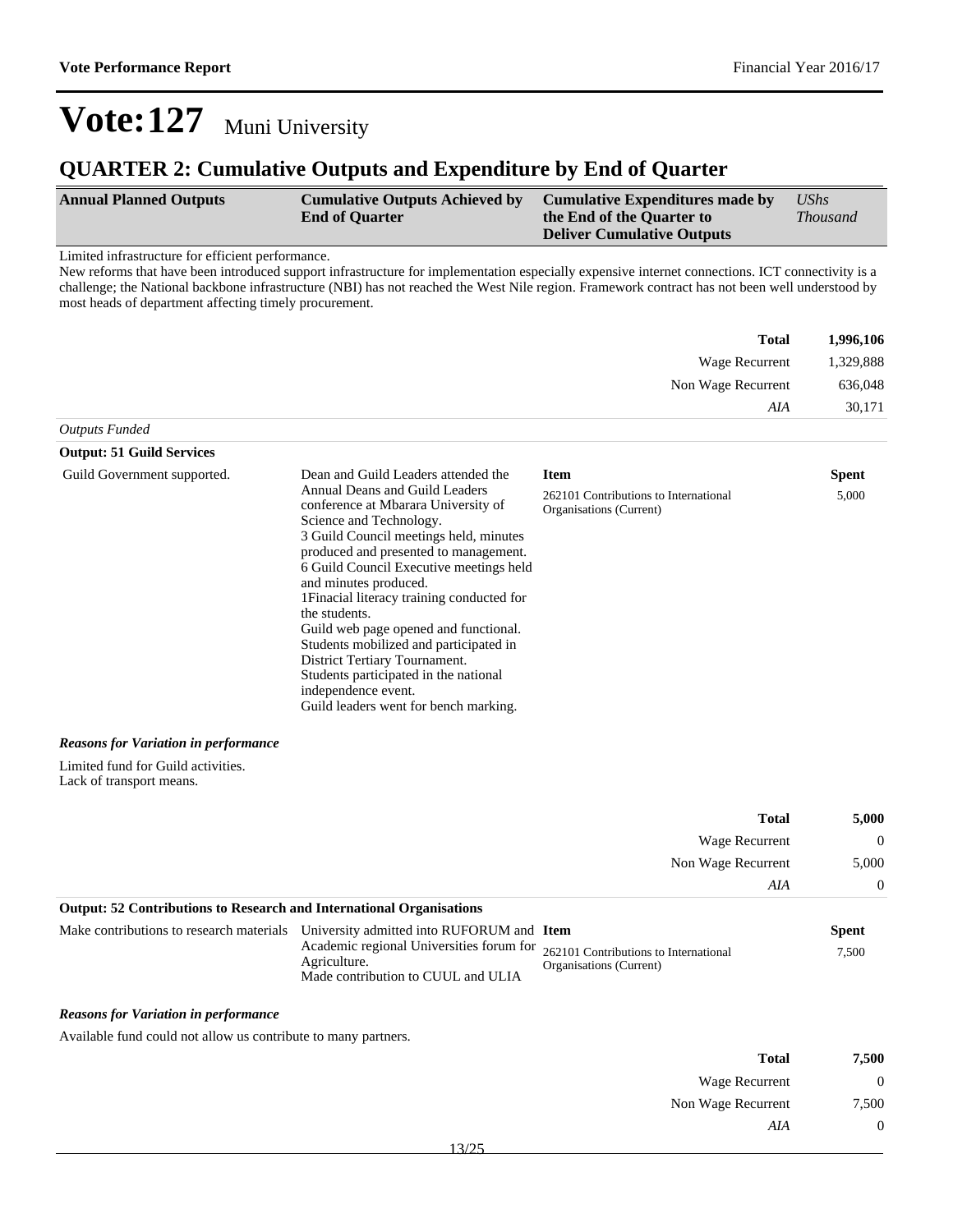# Vote:127 Muni University

## QUARTER 2: Cumulative Outputs and Expenditure by End of Quarter

| Annual Planned Outputs | Cumulative Outputs Achieved by End of Quarter | Cumulative Expenditures made by the End of the Quarter to Deliver Cumulative Outputs | *UShs Thousand* |
|---|---|---|---|

Limited infrastructure for efficient performance.
New reforms that have been introduced support infrastructure for implementation especially expensive internet connections. ICT connectivity is a challenge; the National backbone infrastructure (NBI) has not reached the West Nile region. Framework contract has not been well understood by most heads of department affecting timely procurement.

| | |
|---|---|
| **Total** | **1,996,106** |
| Wage Recurrent | 1,329,888 |
| Non Wage Recurrent | 636,048 |
| *AIA* | 30,171 |

*Outputs Funded*

**Output: 51 Guild Services**

| Annual Planned Outputs | Cumulative Outputs Achieved | Item | Spent |
|---|---|---|---|
| Guild Government supported. | Dean and Guild Leaders attended the Annual Deans and Guild Leaders conference at Mbarara University of Science and Technology.<br>3 Guild Council meetings held, minutes produced and presented to management.<br>6 Guild Council Executive meetings held and minutes produced.<br>1Finacial literacy training conducted for the students.<br>Guild web page opened and functional.<br>Students mobilized and participated in District Tertiary Tournament.<br>Students participated in the national independence event.<br>Guild leaders went for bench marking. | 262101 Contributions to International Organisations (Current) | 5,000 |

***Reasons for Variation in performance***

Limited fund for Guild activities.
Lack of transport means.

| | |
|---|---|
| **Total** | **5,000** |
| Wage Recurrent | 0 |
| Non Wage Recurrent | 5,000 |
| *AIA* | 0 |

**Output: 52 Contributions to Research and International Organisations**

| Annual Planned Outputs | Cumulative Outputs Achieved | Item | Spent |
|---|---|---|---|
| Make contributions to research materials | University admitted into RUFORUM and Academic regional Universities forum for Agriculture.<br>Made contribution to CUUL and ULIA | 262101 Contributions to International Organisations (Current) | 7,500 |

***Reasons for Variation in performance***

Available fund could not allow us contribute to many partners.

| | |
|---|---|
| **Total** | **7,500** |
| Wage Recurrent | 0 |
| Non Wage Recurrent | 7,500 |
| *AIA* | 0 |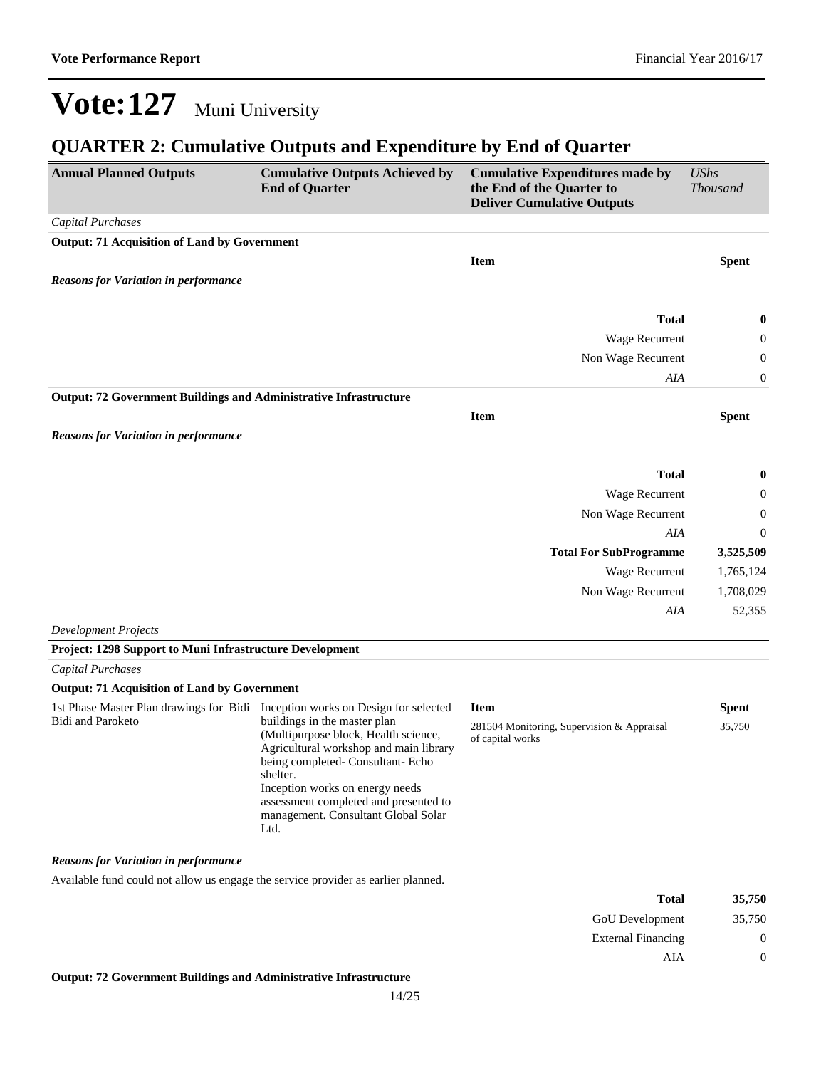# Vote:127 Muni University

## QUARTER 2: Cumulative Outputs and Expenditure by End of Quarter

| Annual Planned Outputs | Cumulative Outputs Achieved by End of Quarter | Cumulative Expenditures made by the End of the Quarter to Deliver Cumulative Outputs | *UShs Thousand* |
|---|---|---|---|

*Capital Purchases*

**Output: 71 Acquisition of Land by Government**

| | | Item | Spent |
|---|---|---|---|

***Reasons for Variation in performance***

| | |
|---|---|
| **Total** | **0** |
| Wage Recurrent | 0 |
| Non Wage Recurrent | 0 |
| *AIA* | 0 |

**Output: 72 Government Buildings and Administrative Infrastructure**

| | | Item | Spent |
|---|---|---|---|

***Reasons for Variation in performance***

| | |
|---|---|
| **Total** | **0** |
| Wage Recurrent | 0 |
| Non Wage Recurrent | 0 |
| *AIA* | 0 |
| **Total For SubProgramme** | **3,525,509** |
| Wage Recurrent | 1,765,124 |
| Non Wage Recurrent | 1,708,029 |
| *AIA* | 52,355 |

*Development Projects*

**Project: 1298 Support to Muni Infrastructure Development**

*Capital Purchases*

**Output: 71 Acquisition of Land by Government**

| Annual Planned Outputs | Cumulative Outputs Achieved by End of Quarter | Item | Spent |
|---|---|---|---|
| 1st Phase Master Plan drawings for Bidi Bidi and Paroketo | Inception works on Design for selected buildings in the master plan (Multipurpose block, Health science, Agricultural workshop and main library being completed- Consultant- Echo shelter.<br>Inception works on energy needs assessment completed and presented to management. Consultant Global Solar Ltd. | 281504 Monitoring, Supervision & Appraisal of capital works | 35,750 |

***Reasons for Variation in performance***

Available fund could not allow us engage the service provider as earlier planned.

| | |
|---|---|
| **Total** | **35,750** |
| GoU Development | 35,750 |
| External Financing | 0 |
| AIA | 0 |

**Output: 72 Government Buildings and Administrative Infrastructure**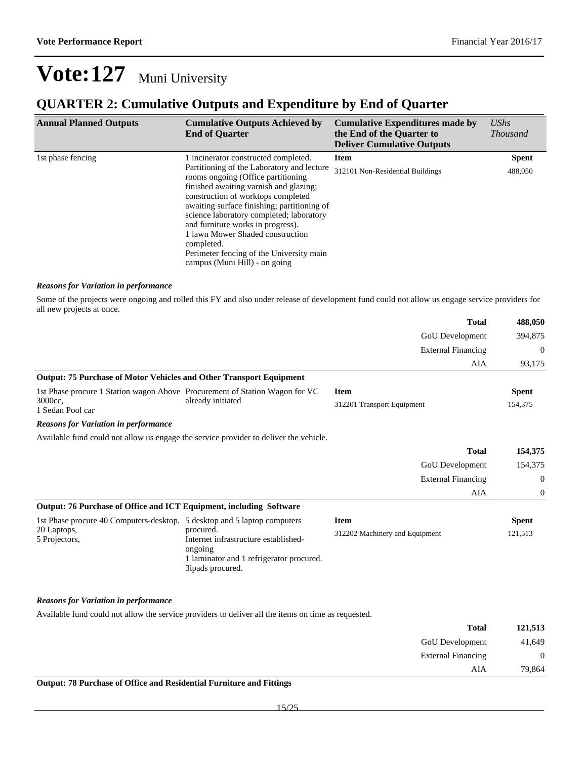# Vote:127 Muni University

## QUARTER 2: Cumulative Outputs and Expenditure by End of Quarter

| Annual Planned Outputs | Cumulative Outputs Achieved by End of Quarter | Cumulative Expenditures made by the End of the Quarter to Deliver Cumulative Outputs | *UShs Thousand* |
|---|---|---|---|
| 1st phase fencing | 1 incinerator constructed completed.<br>Partitioning of the Laboratory and lecture rooms ongoing (Office partitioning finished awaiting varnish and glazing; construction of worktops completed awaiting surface finishing; partitioning of science laboratory completed; laboratory and furniture works in progress).<br>1 lawn Mower Shaded construction completed.<br>Perimeter fencing of the University main campus (Muni Hill) - on going | **Item**<br>312101 Non-Residential Buildings | **Spent**<br>488,050 |

***Reasons for Variation in performance***

Some of the projects were ongoing and rolled this FY and also under release of development fund could not allow us engage service providers for all new projects at once.

| | |
|---|---|
| **Total** | **488,050** |
| GoU Development | 394,875 |
| External Financing | 0 |
| AIA | 93,175 |

**Output: 75 Purchase of Motor Vehicles and Other Transport Equipment**

| Annual Planned Outputs | Cumulative Outputs Achieved by End of Quarter | Item | Spent |
|---|---|---|---|
| 1st Phase procure 1 Station wagon Above 3000cc,<br>1 Sedan Pool car | Procurement of Station Wagon for VC already initiated | 312201 Transport Equipment | 154,375 |

***Reasons for Variation in performance***

Available fund could not allow us engage the service provider to deliver the vehicle.

| | |
|---|---|
| **Total** | **154,375** |
| GoU Development | 154,375 |
| External Financing | 0 |
| AIA | 0 |

**Output: 76 Purchase of Office and ICT Equipment, including Software**

| Annual Planned Outputs | Cumulative Outputs Achieved by End of Quarter | Item | Spent |
|---|---|---|---|
| 1st Phase procure 40 Computers-desktop,<br>20 Laptops,<br>5 Projectors, | 5 desktop and 5 laptop computers procured.<br>Internet infrastructure established-ongoing<br>1 laminator and 1 refrigerator procured.<br>3ipads procured. | 312202 Machinery and Equipment | 121,513 |

***Reasons for Variation in performance***

Available fund could not allow the service providers to deliver all the items on time as requested.

| | |
|---|---|
| **Total** | **121,513** |
| GoU Development | 41,649 |
| External Financing | 0 |
| AIA | 79,864 |

**Output: 78 Purchase of Office and Residential Furniture and Fittings**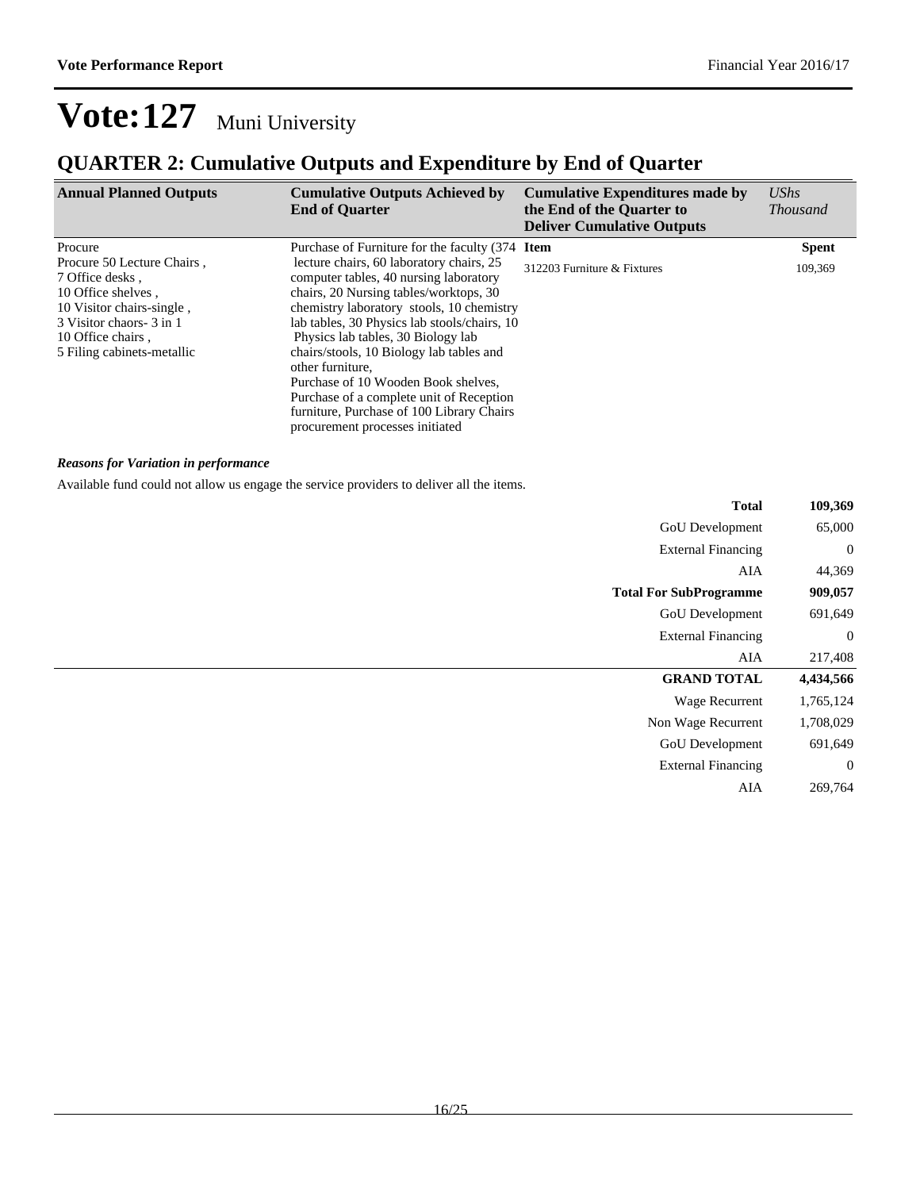# Vote:127 Muni University

## QUARTER 2: Cumulative Outputs and Expenditure by End of Quarter

| Annual Planned Outputs | Cumulative Outputs Achieved by End of Quarter | Cumulative Expenditures made by the End of the Quarter to Deliver Cumulative Outputs | *UShs Thousand* |
|---|---|---|---|
| Procure<br>Procure 50 Lecture Chairs ,<br>7 Office desks ,<br>10 Office shelves ,<br>10 Visitor chairs-single ,<br>3 Visitor chaors- 3 in 1<br>10 Office chairs ,<br>5 Filing cabinets-metallic | Purchase of Furniture for the faculty (374 lecture chairs, 60 laboratory chairs, 25 computer tables, 40 nursing laboratory chairs, 20 Nursing tables/worktops, 30 chemistry laboratory stools, 10 chemistry lab tables, 30 Physics lab stools/chairs, 10 Physics lab tables, 30 Biology lab chairs/stools, 10 Biology lab tables and other furniture,<br>Purchase of 10 Wooden Book shelves, Purchase of a complete unit of Reception furniture, Purchase of 100 Library Chairs procurement processes initiated | **Item**<br>312203 Furniture & Fixtures | **Spent**<br>109,369 |

***Reasons for Variation in performance***

Available fund could not allow us engage the service providers to deliver all the items.

| | |
|---|---|
| **Total** | **109,369** |
| GoU Development | 65,000 |
| External Financing | 0 |
| AIA | 44,369 |
| **Total For SubProgramme** | **909,057** |
| GoU Development | 691,649 |
| External Financing | 0 |
| AIA | 217,408 |
| **GRAND TOTAL** | **4,434,566** |
| Wage Recurrent | 1,765,124 |
| Non Wage Recurrent | 1,708,029 |
| GoU Development | 691,649 |
| External Financing | 0 |
| AIA | 269,764 |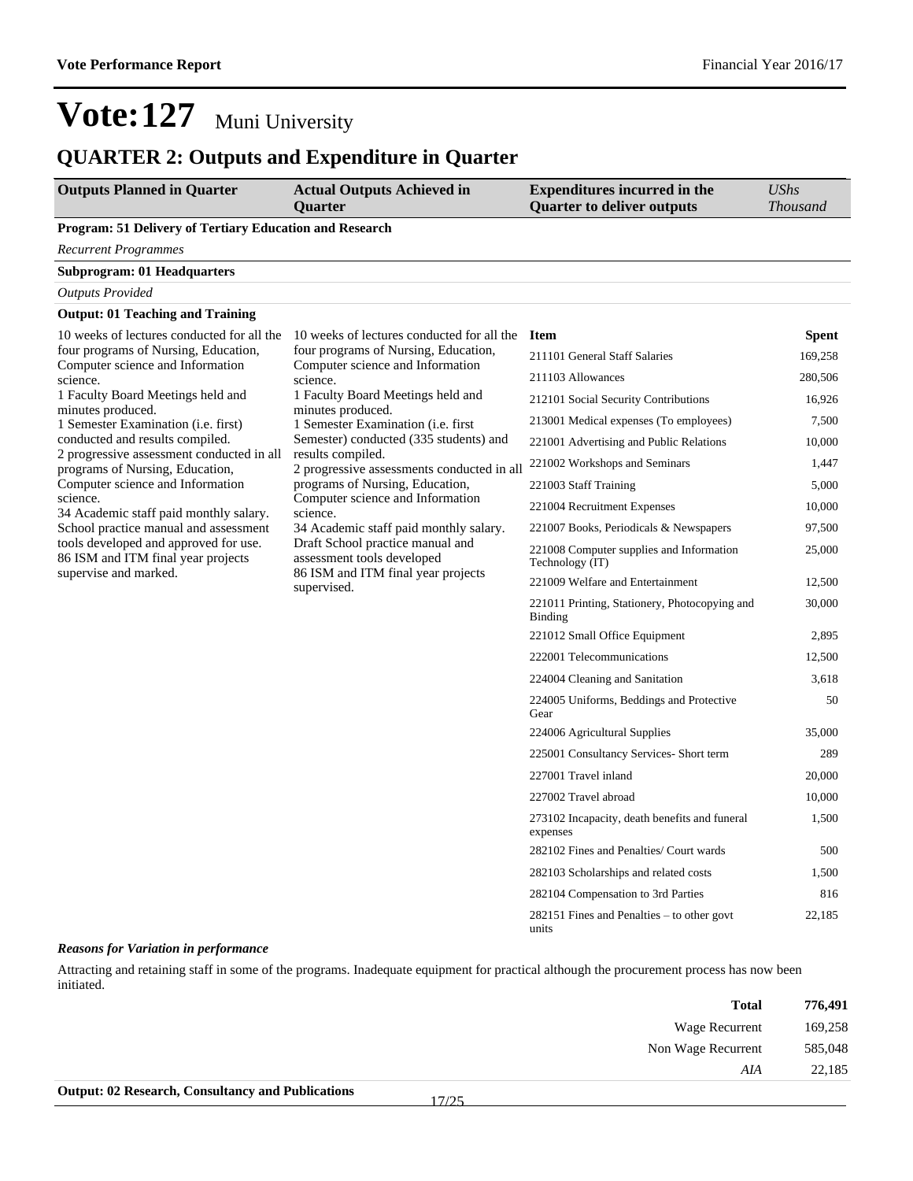# Vote:127 Muni University

## QUARTER 2: Outputs and Expenditure in Quarter

| Outputs Planned in Quarter | Actual Outputs Achieved in Quarter | Expenditures incurred in the Quarter to deliver outputs | *UShs Thousand* |
|---|---|---|---|

**Program: 51 Delivery of Tertiary Education and Research**

*Recurrent Programmes*

**Subprogram: 01 Headquarters**

*Outputs Provided*

**Output: 01 Teaching and Training**

**Outputs Planned in Quarter:**

10 weeks of lectures conducted for all the four programs of Nursing, Education, Computer science and Information science.
1 Faculty Board Meetings held and minutes produced.
1 Semester Examination (i.e. first) conducted and results compiled.
2 progressive assessment conducted in all programs of Nursing, Education, Computer science and Information science.
34 Academic staff paid monthly salary.
School practice manual and assessment tools developed and approved for use.
86 ISM and ITM final year projects supervise and marked.

**Actual Outputs Achieved in Quarter:**

10 weeks of lectures conducted for all the four programs of Nursing, Education, Computer science and Information science.
1 Faculty Board Meetings held and minutes produced.
1 Semester Examination (i.e. first Semester) conducted (335 students) and results compiled.
2 progressive assessments conducted in all programs of Nursing, Education, Computer science and Information science.
34 Academic staff paid monthly salary.
Draft School practice manual and assessment tools developed
86 ISM and ITM final year projects supervised.

| Item | Spent |
|---|---|
| 211101 General Staff Salaries | 169,258 |
| 211103 Allowances | 280,506 |
| 212101 Social Security Contributions | 16,926 |
| 213001 Medical expenses (To employees) | 7,500 |
| 221001 Advertising and Public Relations | 10,000 |
| 221002 Workshops and Seminars | 1,447 |
| 221003 Staff Training | 5,000 |
| 221004 Recruitment Expenses | 10,000 |
| 221007 Books, Periodicals & Newspapers | 97,500 |
| 221008 Computer supplies and Information Technology (IT) | 25,000 |
| 221009 Welfare and Entertainment | 12,500 |
| 221011 Printing, Stationery, Photocopying and Binding | 30,000 |
| 221012 Small Office Equipment | 2,895 |
| 222001 Telecommunications | 12,500 |
| 224004 Cleaning and Sanitation | 3,618 |
| 224005 Uniforms, Beddings and Protective Gear | 50 |
| 224006 Agricultural Supplies | 35,000 |
| 225001 Consultancy Services- Short term | 289 |
| 227001 Travel inland | 20,000 |
| 227002 Travel abroad | 10,000 |
| 273102 Incapacity, death benefits and funeral expenses | 1,500 |
| 282102 Fines and Penalties/ Court wards | 500 |
| 282103 Scholarships and related costs | 1,500 |
| 282104 Compensation to 3rd Parties | 816 |
| 282151 Fines and Penalties – to other govt units | 22,185 |

***Reasons for Variation in performance***

Attracting and retaining staff in some of the programs. Inadequate equipment for practical although the procurement process has now been initiated.

| | |
|---|---|
| **Total** | **776,491** |
| Wage Recurrent | 169,258 |
| Non Wage Recurrent | 585,048 |
| *AIA* | 22,185 |

**Output: 02 Research, Consultancy and Publications**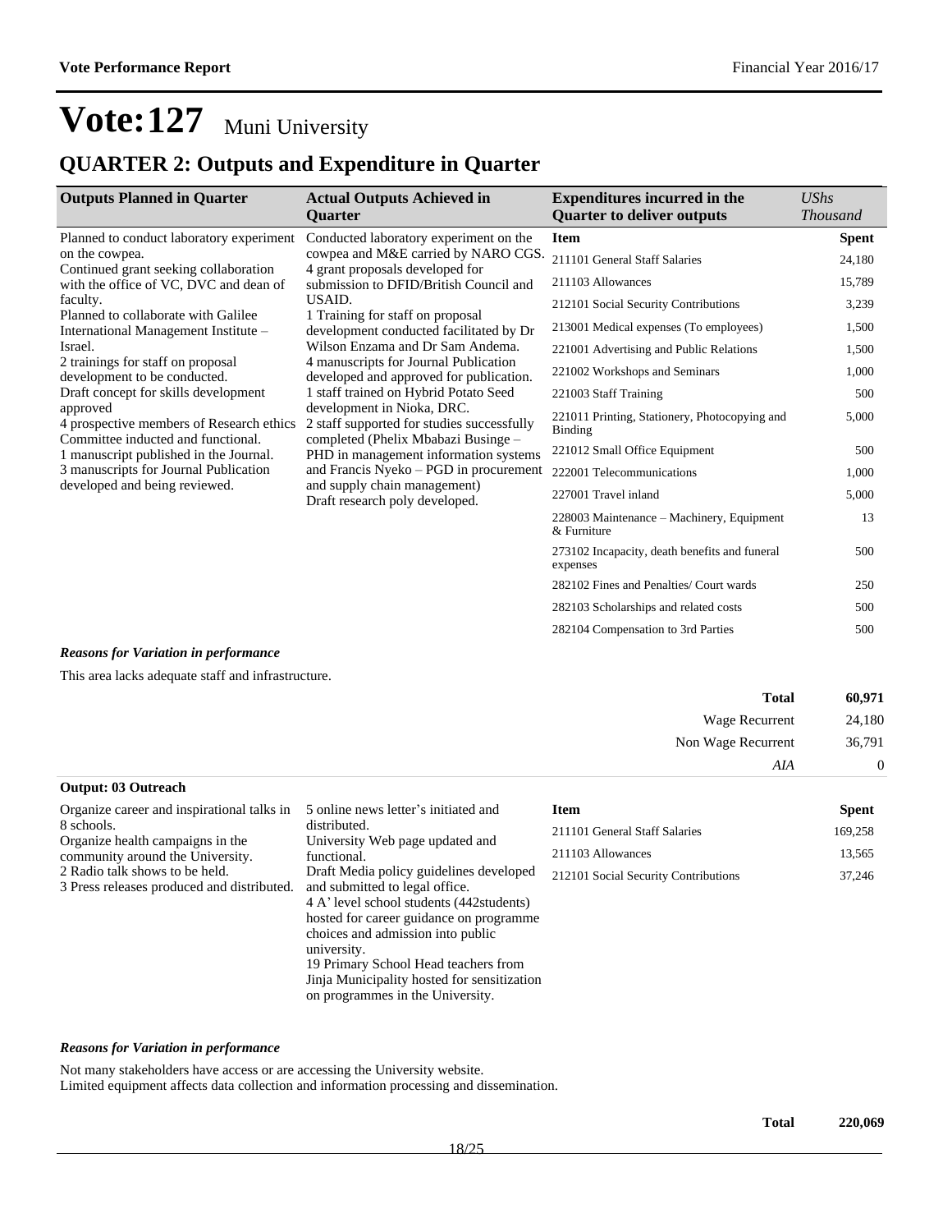# Vote:127 Muni University

## QUARTER 2: Outputs and Expenditure in Quarter

| Outputs Planned in Quarter | Actual Outputs Achieved in Quarter | Expenditures incurred in the Quarter to deliver outputs | *UShs Thousand* |
|---|---|---|---|
| Planned to conduct laboratory experiment on the cowpea.<br>Continued grant seeking collaboration with the office of VC, DVC and dean of faculty.<br>Planned to collaborate with Galilee International Management Institute – Israel.<br>2 trainings for staff on proposal development to be conducted.<br>Draft concept for skills development approved<br>4 prospective members of Research ethics Committee inducted and functional.<br>1 manuscript published in the Journal.<br>3 manuscripts for Journal Publication developed and being reviewed. | Conducted laboratory experiment on the cowpea and M&E carried by NARO CGS.<br>4 grant proposals developed for submission to DFID/British Council and USAID.<br>1 Training for staff on proposal development conducted facilitated by Dr Wilson Enzama and Dr Sam Andema.<br>4 manuscripts for Journal Publication developed and approved for publication.<br>1 staff trained on Hybrid Potato Seed development in Nioka, DRC.<br>2 staff supported for studies successfully completed (Phelix Mbabazi Businge – PHD in management information systems and Francis Nyeko – PGD in procurement and supply chain management)<br>Draft research poly developed. | **Item** | **Spent** |
| | | 211101 General Staff Salaries | 24,180 |
| | | 211103 Allowances | 15,789 |
| | | 212101 Social Security Contributions | 3,239 |
| | | 213001 Medical expenses (To employees) | 1,500 |
| | | 221001 Advertising and Public Relations | 1,500 |
| | | 221002 Workshops and Seminars | 1,000 |
| | | 221003 Staff Training | 500 |
| | | 221011 Printing, Stationery, Photocopying and Binding | 5,000 |
| | | 221012 Small Office Equipment | 500 |
| | | 222001 Telecommunications | 1,000 |
| | | 227001 Travel inland | 5,000 |
| | | 228003 Maintenance – Machinery, Equipment & Furniture | 13 |
| | | 273102 Incapacity, death benefits and funeral expenses | 500 |
| | | 282102 Fines and Penalties/ Court wards | 250 |
| | | 282103 Scholarships and related costs | 500 |
| | | 282104 Compensation to 3rd Parties | 500 |

***Reasons for Variation in performance***

This area lacks adequate staff and infrastructure.

| | |
|---|---|
| **Total** | **60,971** |
| Wage Recurrent | 24,180 |
| Non Wage Recurrent | 36,791 |
| *AIA* | 0 |

**Output: 03 Outreach**

| Outputs Planned in Quarter | Actual Outputs Achieved in Quarter | Item | Spent |
|---|---|---|---|
| Organize career and inspirational talks in 8 schools.<br>Organize health campaigns in the community around the University.<br>2 Radio talk shows to be held.<br>3 Press releases produced and distributed. | 5 online news letter's initiated and distributed.<br>University Web page updated and functional.<br>Draft Media policy guidelines developed and submitted to legal office.<br>4 A' level school students (442students) hosted for career guidance on programme choices and admission into public university.<br>19 Primary School Head teachers from Jinja Municipality hosted for sensitization on programmes in the University. | 211101 General Staff Salaries | 169,258 |
| | | 211103 Allowances | 13,565 |
| | | 212101 Social Security Contributions | 37,246 |

***Reasons for Variation in performance***

Not many stakeholders have access or are accessing the University website.
Limited equipment affects data collection and information processing and dissemination.

| | |
|---|---|
| **Total** | **220,069** |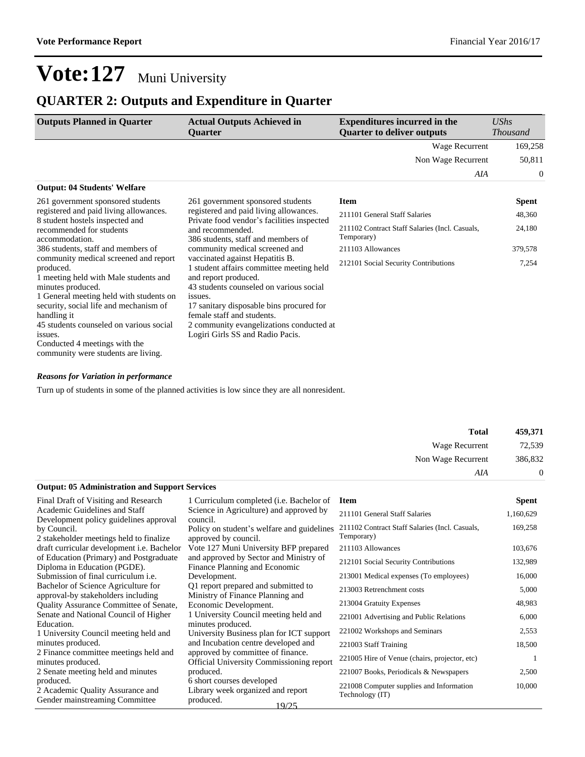# Vote:127 Muni University

## QUARTER 2: Outputs and Expenditure in Quarter

| Outputs Planned in Quarter | Actual Outputs Achieved in Quarter | Expenditures incurred in the Quarter to deliver outputs | *UShs Thousand* |
|---|---|---|---|
| | | Wage Recurrent | 169,258 |
| | | Non Wage Recurrent | 50,811 |
| | | *AIA* | 0 |

**Output: 04 Students' Welfare**

| Outputs Planned in Quarter | Actual Outputs Achieved in Quarter | Item | Spent |
|---|---|---|---|
| 261 government sponsored students registered and paid living allowances.<br>8 student hostels inspected and recommended for students accommodation.<br>386 students, staff and members of community medical screened and report produced.<br>1 meeting held with Male students and minutes produced.<br>1 General meeting held with students on security, social life and mechanism of handling it<br>45 students counseled on various social issues.<br>Conducted 4 meetings with the community were students are living. | 261 government sponsored students registered and paid living allowances.<br>Private food vendor's facilities inspected and recommended.<br>386 students, staff and members of community medical screened and vaccinated against Hepatitis B.<br>1 student affairs committee meeting held and report produced.<br>43 students counseled on various social issues.<br>17 sanitary disposable bins procured for female staff and students.<br>2 community evangelizations conducted at Logiri Girls SS and Radio Pacis. | 211101 General Staff Salaries | 48,360 |
| | | 211102 Contract Staff Salaries (Incl. Casuals, Temporary) | 24,180 |
| | | 211103 Allowances | 379,578 |
| | | 212101 Social Security Contributions | 7,254 |

***Reasons for Variation in performance***

Turn up of students in some of the planned activities is low since they are all nonresident.

| | |
|---|---|
| **Total** | **459,371** |
| Wage Recurrent | 72,539 |
| Non Wage Recurrent | 386,832 |
| *AIA* | 0 |

**Output: 05 Administration and Support Services**

| Outputs Planned in Quarter | Actual Outputs Achieved in Quarter | Item | Spent |
|---|---|---|---|
| Final Draft of Visiting and Research Academic Guidelines and Staff Development policy guidelines approval by Council.<br>2 stakeholder meetings held to finalize draft curricular development i.e. Bachelor of Education (Primary) and Postgraduate Diploma in Education (PGDE).<br>Submission of final curriculum i.e. Bachelor of Science Agriculture for approval-by stakeholders including Quality Assurance Committee of Senate, Senate and National Council of Higher Education.<br>1 University Council meeting held and minutes produced.<br>2 Finance committee meetings held and minutes produced.<br>2 Senate meeting held and minutes produced.<br>2 Academic Quality Assurance and Gender mainstreaming Committee | 1 Curriculum completed (i.e. Bachelor of Science in Agriculture) and approved by council.<br>Policy on student's welfare and guidelines approved by council.<br>Vote 127 Muni University BFP prepared and approved by Sector and Ministry of Finance Planning and Economic Development.<br>Q1 report prepared and submitted to Ministry of Finance Planning and Economic Development.<br>1 University Council meeting held and minutes produced.<br>University Business plan for ICT support and Incubation centre developed and approved by committee of finance.<br>Official University Commissioning report produced.<br>6 short courses developed<br>Library week organized and report produced. | 211101 General Staff Salaries | 1,160,629 |
| | | 211102 Contract Staff Salaries (Incl. Casuals, Temporary) | 169,258 |
| | | 211103 Allowances | 103,676 |
| | | 212101 Social Security Contributions | 132,989 |
| | | 213001 Medical expenses (To employees) | 16,000 |
| | | 213003 Retrenchment costs | 5,000 |
| | | 213004 Gratuity Expenses | 48,983 |
| | | 221001 Advertising and Public Relations | 6,000 |
| | | 221002 Workshops and Seminars | 2,553 |
| | | 221003 Staff Training | 18,500 |
| | | 221005 Hire of Venue (chairs, projector, etc) | 1 |
| | | 221007 Books, Periodicals & Newspapers | 2,500 |
| | | 221008 Computer supplies and Information Technology (IT) | 10,000 |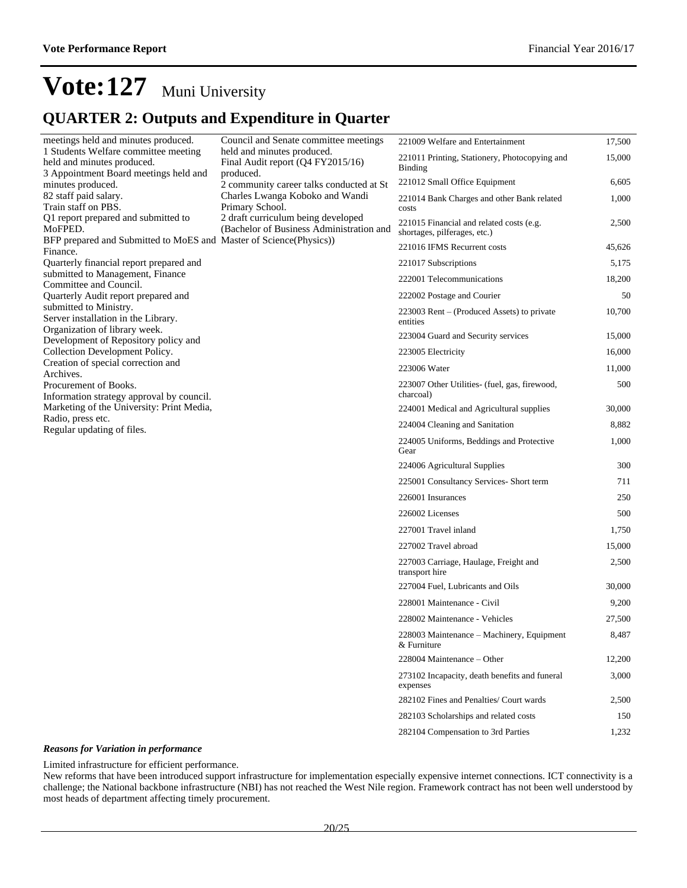# Vote:127 Muni University

## QUARTER 2: Outputs and Expenditure in Quarter

| Planned Outputs | Actual Outputs | Expenditure Item | UShs Thousand |
|---|---|---|---|
| meetings held and minutes produced.<br>1 Students Welfare committee meeting held and minutes produced.<br>3 Appointment Board meetings held and minutes produced.<br>82 staff paid salary.<br>Train staff on PBS.<br>Q1 report prepared and submitted to MoFPED.<br>BFP prepared and Submitted to MoES and Finance.<br>Quarterly financial report prepared and submitted to Management, Finance Committee and Council.<br>Quarterly Audit report prepared and submitted to Ministry.<br>Server installation in the Library.<br>Organization of library week.<br>Development of Repository policy and Collection Development Policy.<br>Creation of special correction and Archives.<br>Procurement of Books.<br>Information strategy approval by council.<br>Marketing of the University: Print Media, Radio, press etc.<br>Regular updating of files. | Council and Senate committee meetings held and minutes produced.<br>Final Audit report (Q4 FY2015/16) produced.<br>2 community career talks conducted at St Charles Lwanga Koboko and Wandi Primary School.<br>2 draft curriculum being developed (Bachelor of Business Administration and Master of Science(Physics)) | 221009 Welfare and Entertainment | 17,500 |
| | | 221011 Printing, Stationery, Photocopying and Binding | 15,000 |
| | | 221012 Small Office Equipment | 6,605 |
| | | 221014 Bank Charges and other Bank related costs | 1,000 |
| | | 221015 Financial and related costs (e.g. shortages, pilferages, etc.) | 2,500 |
| | | 221016 IFMS Recurrent costs | 45,626 |
| | | 221017 Subscriptions | 5,175 |
| | | 222001 Telecommunications | 18,200 |
| | | 222002 Postage and Courier | 50 |
| | | 223003 Rent – (Produced Assets) to private entities | 10,700 |
| | | 223004 Guard and Security services | 15,000 |
| | | 223005 Electricity | 16,000 |
| | | 223006 Water | 11,000 |
| | | 223007 Other Utilities- (fuel, gas, firewood, charcoal) | 500 |
| | | 224001 Medical and Agricultural supplies | 30,000 |
| | | 224004 Cleaning and Sanitation | 8,882 |
| | | 224005 Uniforms, Beddings and Protective Gear | 1,000 |
| | | 224006 Agricultural Supplies | 300 |
| | | 225001 Consultancy Services- Short term | 711 |
| | | 226001 Insurances | 250 |
| | | 226002 Licenses | 500 |
| | | 227001 Travel inland | 1,750 |
| | | 227002 Travel abroad | 15,000 |
| | | 227003 Carriage, Haulage, Freight and transport hire | 2,500 |
| | | 227004 Fuel, Lubricants and Oils | 30,000 |
| | | 228001 Maintenance - Civil | 9,200 |
| | | 228002 Maintenance - Vehicles | 27,500 |
| | | 228003 Maintenance – Machinery, Equipment & Furniture | 8,487 |
| | | 228004 Maintenance – Other | 12,200 |
| | | 273102 Incapacity, death benefits and funeral expenses | 3,000 |
| | | 282102 Fines and Penalties/ Court wards | 2,500 |
| | | 282103 Scholarships and related costs | 150 |
| | | 282104 Compensation to 3rd Parties | 1,232 |

***Reasons for Variation in performance***

Limited infrastructure for efficient performance.
New reforms that have been introduced support infrastructure for implementation especially expensive internet connections. ICT connectivity is a challenge; the National backbone infrastructure (NBI) has not reached the West Nile region. Framework contract has not been well understood by most heads of department affecting timely procurement.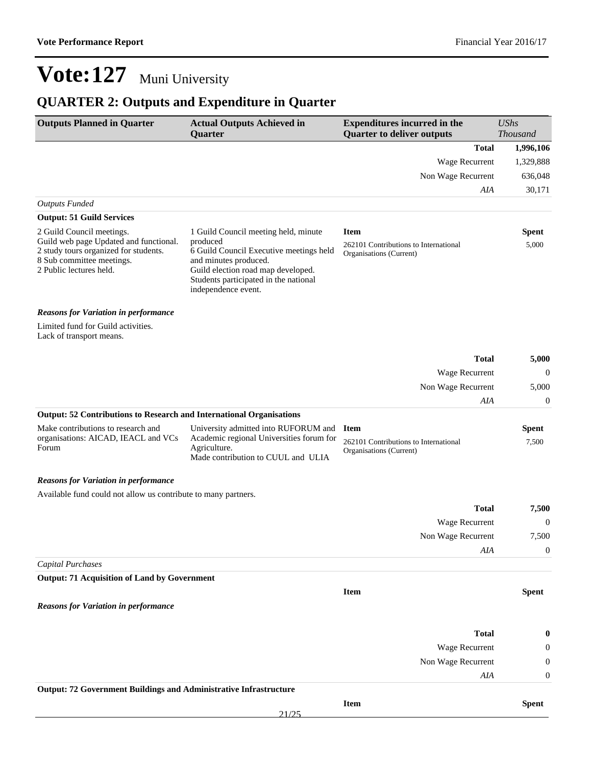# Vote:127 Muni University

## QUARTER 2: Outputs and Expenditure in Quarter

| Outputs Planned in Quarter | Actual Outputs Achieved in Quarter | Expenditures incurred in the Quarter to deliver outputs | *UShs Thousand* |
|---|---|---|---|
| | | **Total** | **1,996,106** |
| | | Wage Recurrent | 1,329,888 |
| | | Non Wage Recurrent | 636,048 |
| | | *AIA* | 30,171 |

*Outputs Funded*

**Output: 51 Guild Services**

| Outputs Planned in Quarter | Actual Outputs Achieved in Quarter | Item | Spent |
|---|---|---|---|
| 2 Guild Council meetings.<br>Guild web page Updated and functional.<br>2 study tours organized for students.<br>8 Sub committee meetings.<br>2 Public lectures held. | 1 Guild Council meeting held, minute produced<br>6 Guild Council Executive meetings held and minutes produced.<br>Guild election road map developed.<br>Students participated in the national independence event. | 262101 Contributions to International Organisations (Current) | 5,000 |

***Reasons for Variation in performance***

Limited fund for Guild activities.
Lack of transport means.

| | |
|---|---|
| **Total** | **5,000** |
| Wage Recurrent | 0 |
| Non Wage Recurrent | 5,000 |
| *AIA* | 0 |

**Output: 52 Contributions to Research and International Organisations**

| Outputs Planned in Quarter | Actual Outputs Achieved in Quarter | Item | Spent |
|---|---|---|---|
| Make contributions to research and organisations: AICAD, IEACL and VCs Forum | University admitted into RUFORUM and Academic regional Universities forum for Agriculture.<br>Made contribution to CUUL and ULIA | 262101 Contributions to International Organisations (Current) | 7,500 |

***Reasons for Variation in performance***

Available fund could not allow us contribute to many partners.

| | |
|---|---|
| **Total** | **7,500** |
| Wage Recurrent | 0 |
| Non Wage Recurrent | 7,500 |
| *AIA* | 0 |

*Capital Purchases*

**Output: 71 Acquisition of Land by Government**

| Item | Spent |
|---|---|

***Reasons for Variation in performance***

| | |
|---|---|
| **Total** | **0** |
| Wage Recurrent | 0 |
| Non Wage Recurrent | 0 |
| *AIA* | 0 |

**Output: 72 Government Buildings and Administrative Infrastructure**

| Item | Spent |
|---|---|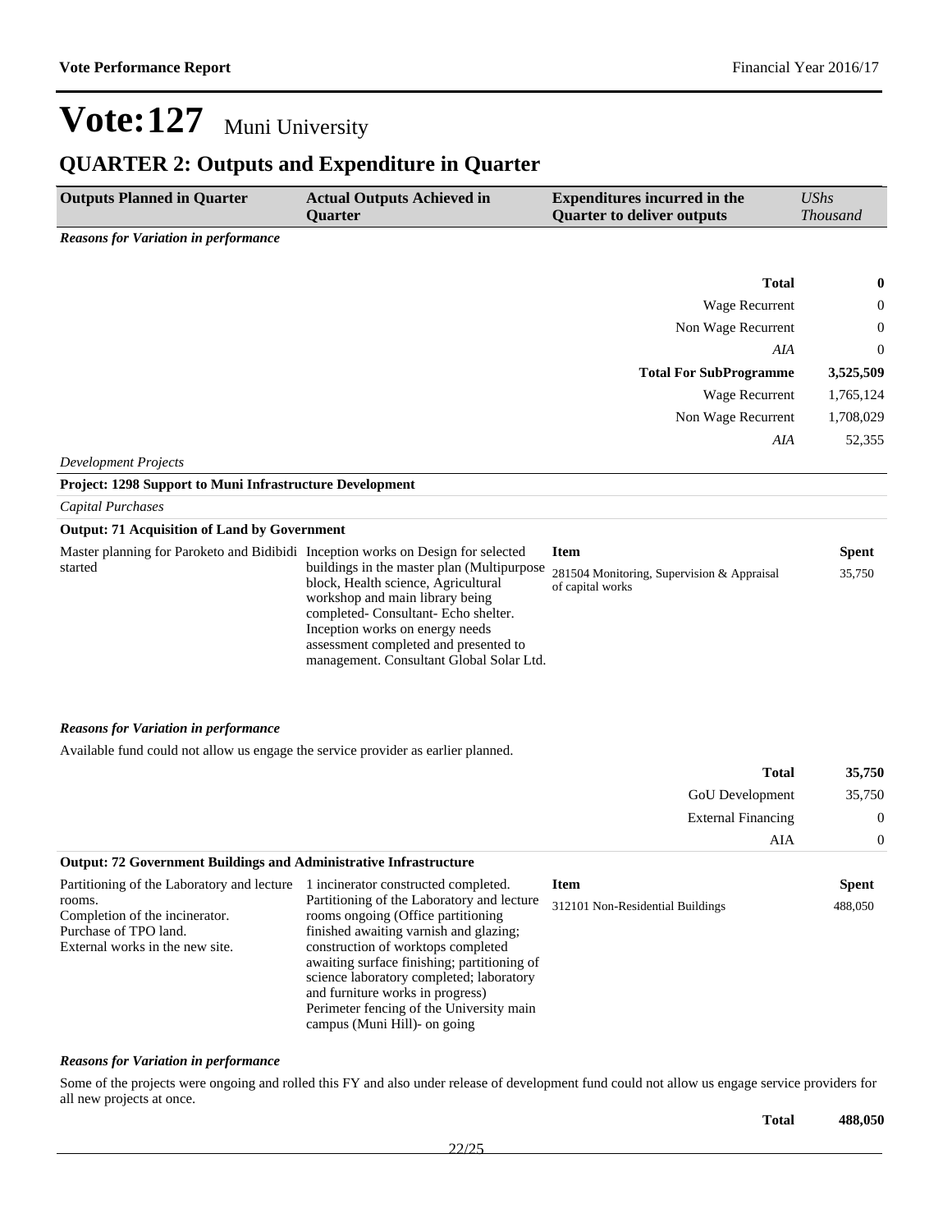# Vote:127 Muni University

## QUARTER 2: Outputs and Expenditure in Quarter

| Outputs Planned in Quarter | Actual Outputs Achieved in Quarter | Expenditures incurred in the Quarter to deliver outputs | *UShs Thousand* |
|---|---|---|---|

***Reasons for Variation in performance***

| | |
|---|---|
| **Total** | **0** |
| Wage Recurrent | 0 |
| Non Wage Recurrent | 0 |
| *AIA* | 0 |
| **Total For SubProgramme** | **3,525,509** |
| Wage Recurrent | 1,765,124 |
| Non Wage Recurrent | 1,708,029 |
| *AIA* | 52,355 |

*Development Projects*

**Project: 1298 Support to Muni Infrastructure Development**

*Capital Purchases*

**Output: 71 Acquisition of Land by Government**

| Outputs Planned in Quarter | Actual Outputs Achieved in Quarter | Item | Spent |
|---|---|---|---|
| Master planning for Paroketo and Bididibi started | Inception works on Design for selected buildings in the master plan (Multipurpose block, Health science, Agricultural workshop and main library being completed- Consultant- Echo shelter. Inception works on energy needs assessment completed and presented to management. Consultant Global Solar Ltd. | 281504 Monitoring, Supervision & Appraisal of capital works | 35,750 |

***Reasons for Variation in performance***

Available fund could not allow us engage the service provider as earlier planned.

| | |
|---|---|
| **Total** | **35,750** |
| GoU Development | 35,750 |
| External Financing | 0 |
| AIA | 0 |

**Output: 72 Government Buildings and Administrative Infrastructure**

| Outputs Planned in Quarter | Actual Outputs Achieved in Quarter | Item | Spent |
|---|---|---|---|
| Partitioning of the Laboratory and lecture rooms.<br>Completion of the incinerator.<br>Purchase of TPO land.<br>External works in the new site. | 1 incinerator constructed completed.<br>Partitioning of the Laboratory and lecture rooms ongoing (Office partitioning finished awaiting varnish and glazing; construction of worktops completed awaiting surface finishing; partitioning of science laboratory completed; laboratory and furniture works in progress)<br>Perimeter fencing of the University main campus (Muni Hill)- on going | 312101 Non-Residential Buildings | 488,050 |

***Reasons for Variation in performance***

Some of the projects were ongoing and rolled this FY and also under release of development fund could not allow us engage service providers for all new projects at once.

| | |
|---|---|
| **Total** | **488,050** |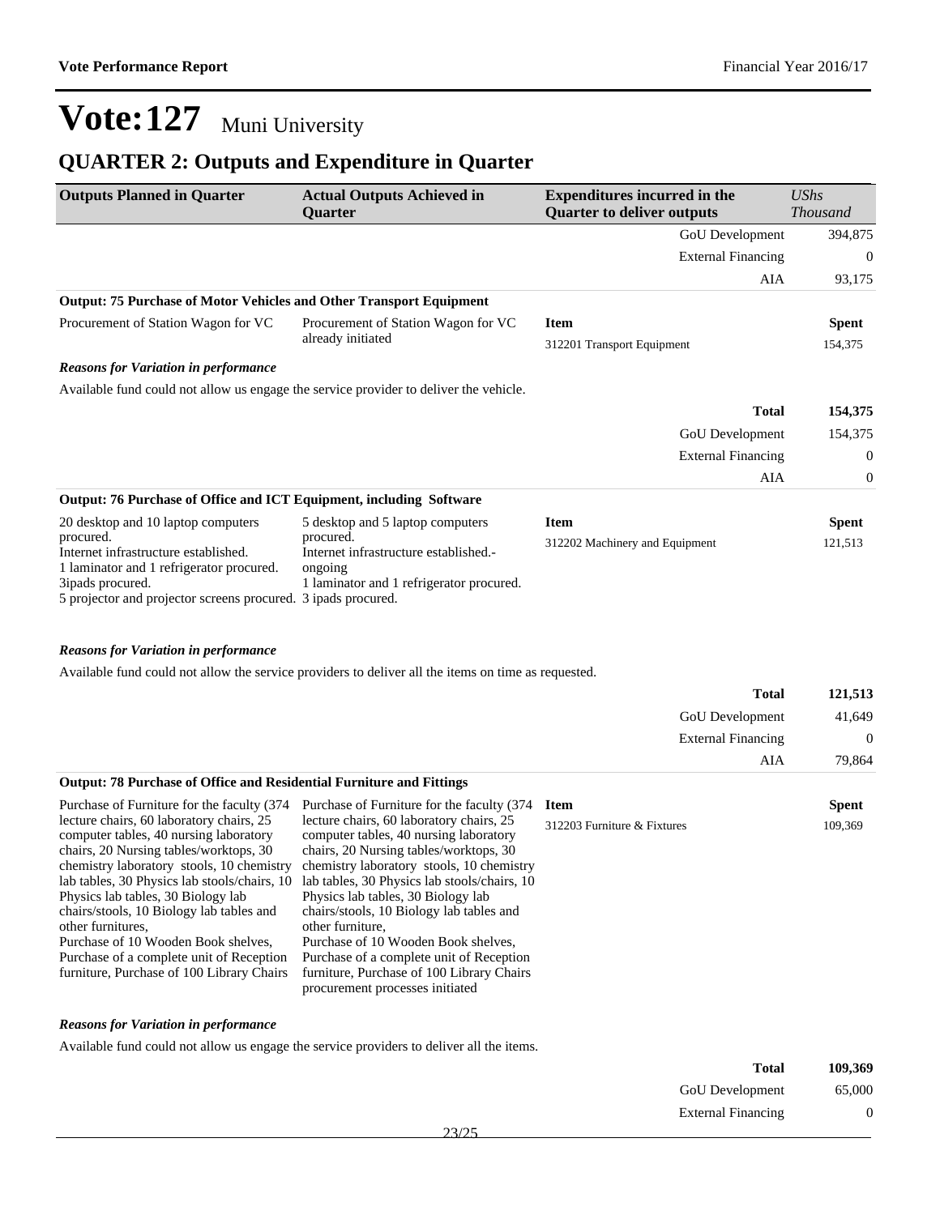# Vote:127 Muni University

## QUARTER 2: Outputs and Expenditure in Quarter

| Outputs Planned in Quarter | Actual Outputs Achieved in Quarter | Expenditures incurred in the Quarter to deliver outputs | UShs Thousand |
|---|---|---|---|
| | | GoU Development | 394,875 |
| | | External Financing | 0 |
| | | AIA | 93,175 |

**Output: 75 Purchase of Motor Vehicles and Other Transport Equipment**

| Outputs Planned in Quarter | Actual Outputs Achieved in Quarter | Item | Spent |
|---|---|---|---|
| Procurement of Station Wagon for VC | Procurement of Station Wagon for VC already initiated | 312201 Transport Equipment | 154,375 |

***Reasons for Variation in performance***

Available fund could not allow us engage the service provider to deliver the vehicle.

| | |
|---|---|
| **Total** | **154,375** |
| GoU Development | 154,375 |
| External Financing | 0 |
| AIA | 0 |

**Output: 76 Purchase of Office and ICT Equipment, including Software**

| Outputs Planned in Quarter | Actual Outputs Achieved in Quarter | Item | Spent |
|---|---|---|---|
| 20 desktop and 10 laptop computers procured.<br>Internet infrastructure established.<br>1 laminator and 1 refrigerator procured.<br>3ipads procured.<br>5 projector and projector screens procured. | 5 desktop and 5 laptop computers procured.<br>Internet infrastructure established.-ongoing<br>1 laminator and 1 refrigerator procured.<br>3 ipads procured. | 312202 Machinery and Equipment | 121,513 |

***Reasons for Variation in performance***

Available fund could not allow the service providers to deliver all the items on time as requested.

| | |
|---|---|
| **Total** | **121,513** |
| GoU Development | 41,649 |
| External Financing | 0 |
| AIA | 79,864 |

**Output: 78 Purchase of Office and Residential Furniture and Fittings**

| Outputs Planned in Quarter | Actual Outputs Achieved in Quarter | Item | Spent |
|---|---|---|---|
| Purchase of Furniture for the faculty (374 lecture chairs, 60 laboratory chairs, 25 computer tables, 40 nursing laboratory chairs, 20 Nursing tables/worktops, 30 chemistry laboratory stools, 10 chemistry lab tables, 30 Physics lab stools/chairs, 10 Physics lab tables, 30 Biology lab chairs/stools, 10 Biology lab tables and other furnitures,<br>Purchase of 10 Wooden Book shelves, Purchase of a complete unit of Reception furniture, Purchase of 100 Library Chairs | Purchase of Furniture for the faculty (374 lecture chairs, 60 laboratory chairs, 25 computer tables, 40 nursing laboratory chairs, 20 Nursing tables/worktops, 30 chemistry laboratory stools, 10 chemistry lab tables, 30 Physics lab stools/chairs, 10 Physics lab tables, 30 Biology lab chairs/stools, 10 Biology lab tables and other furniture,<br>Purchase of 10 Wooden Book shelves, Purchase of a complete unit of Reception furniture, Purchase of 100 Library Chairs procurement processes initiated | 312203 Furniture & Fixtures | 109,369 |

***Reasons for Variation in performance***

Available fund could not allow us engage the service providers to deliver all the items.

| | |
|---|---|
| **Total** | **109,369** |
| GoU Development | 65,000 |
| External Financing | 0 |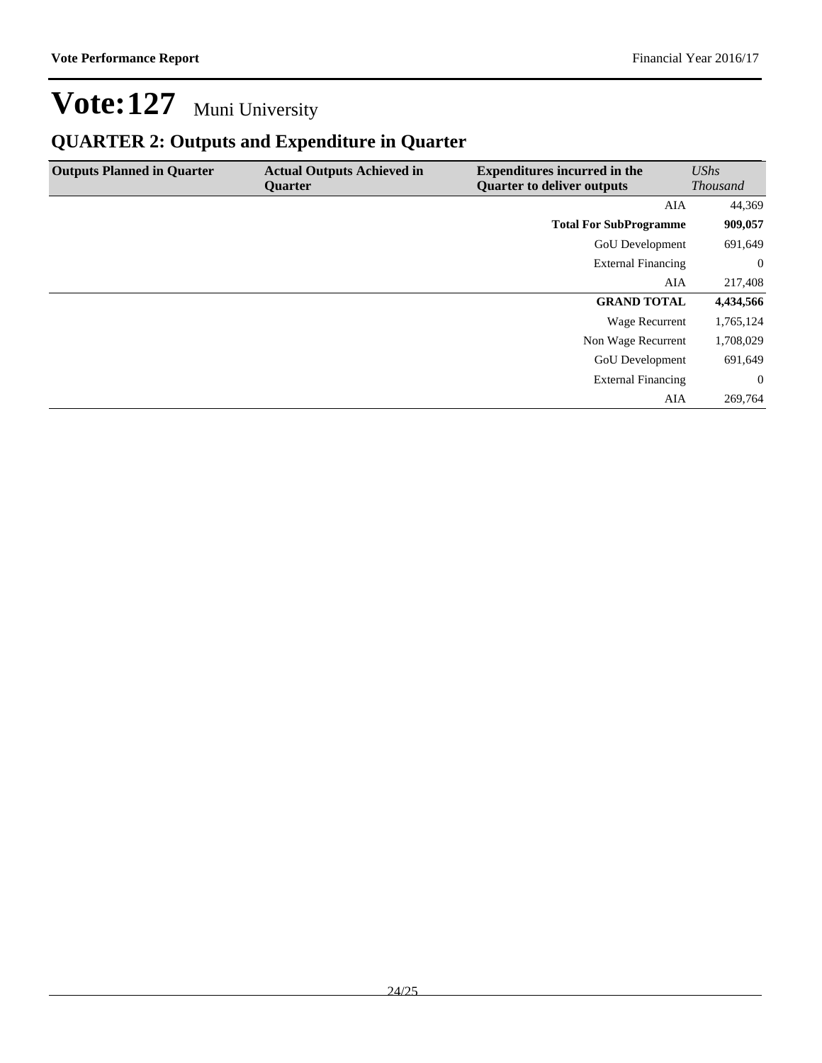# Vote:127 Muni University

## QUARTER 2: Outputs and Expenditure in Quarter

| Outputs Planned in Quarter | Actual Outputs Achieved in Quarter | Expenditures incurred in the Quarter to deliver outputs | *UShs Thousand* |
|---|---|---|---|
| | | AIA | 44,369 |
| | | **Total For SubProgramme** | **909,057** |
| | | GoU Development | 691,649 |
| | | External Financing | 0 |
| | | AIA | 217,408 |
| | | **GRAND TOTAL** | **4,434,566** |
| | | Wage Recurrent | 1,765,124 |
| | | Non Wage Recurrent | 1,708,029 |
| | | GoU Development | 691,649 |
| | | External Financing | 0 |
| | | AIA | 269,764 |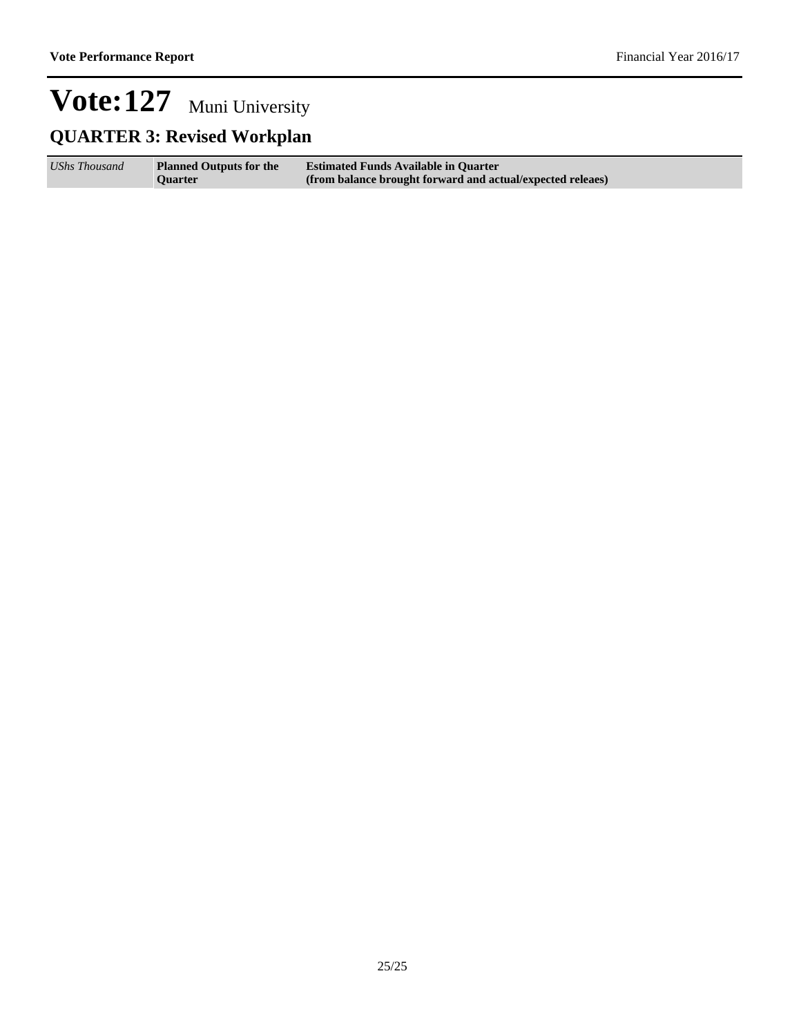# Vote:127 Muni University

## QUARTER 3: Revised Workplan

| *UShs Thousand* | **Planned Outputs for the Quarter** | **Estimated Funds Available in Quarter (from balance brought forward and actual/expected releaes)** |
|---|---|---|